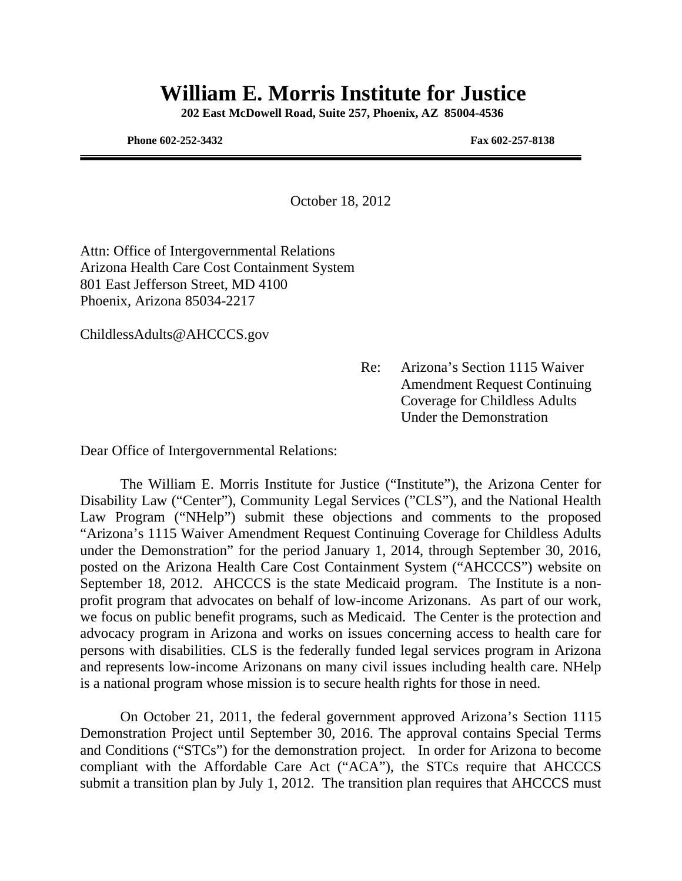# William E. Morris Institute for Justice

**202 East McDowell Road, Suite 257, Phoenix, AZ 85004-4536**

**Phone 602-252-3432** **Fax 602-257-8138**

---

October 18, 2012

Attn: Office of Intergovernmental Relations
Arizona Health Care Cost Containment System
801 East Jefferson Street, MD 4100
Phoenix, Arizona 85034-2217

ChildlessAdults@AHCCCS.gov

Re: Arizona's Section 1115 Waiver Amendment Request Continuing Coverage for Childless Adults Under the Demonstration

Dear Office of Intergovernmental Relations:

The William E. Morris Institute for Justice ("Institute"), the Arizona Center for Disability Law ("Center"), Community Legal Services ("CLS"), and the National Health Law Program ("NHelp") submit these objections and comments to the proposed "Arizona's 1115 Waiver Amendment Request Continuing Coverage for Childless Adults under the Demonstration" for the period January 1, 2014, through September 30, 2016, posted on the Arizona Health Care Cost Containment System ("AHCCCS") website on September 18, 2012. AHCCCS is the state Medicaid program. The Institute is a non-profit program that advocates on behalf of low-income Arizonans. As part of our work, we focus on public benefit programs, such as Medicaid. The Center is the protection and advocacy program in Arizona and works on issues concerning access to health care for persons with disabilities. CLS is the federally funded legal services program in Arizona and represents low-income Arizonans on many civil issues including health care. NHelp is a national program whose mission is to secure health rights for those in need.

On October 21, 2011, the federal government approved Arizona's Section 1115 Demonstration Project until September 30, 2016. The approval contains Special Terms and Conditions ("STCs") for the demonstration project. In order for Arizona to become compliant with the Affordable Care Act ("ACA"), the STCs require that AHCCCS submit a transition plan by July 1, 2012. The transition plan requires that AHCCCS must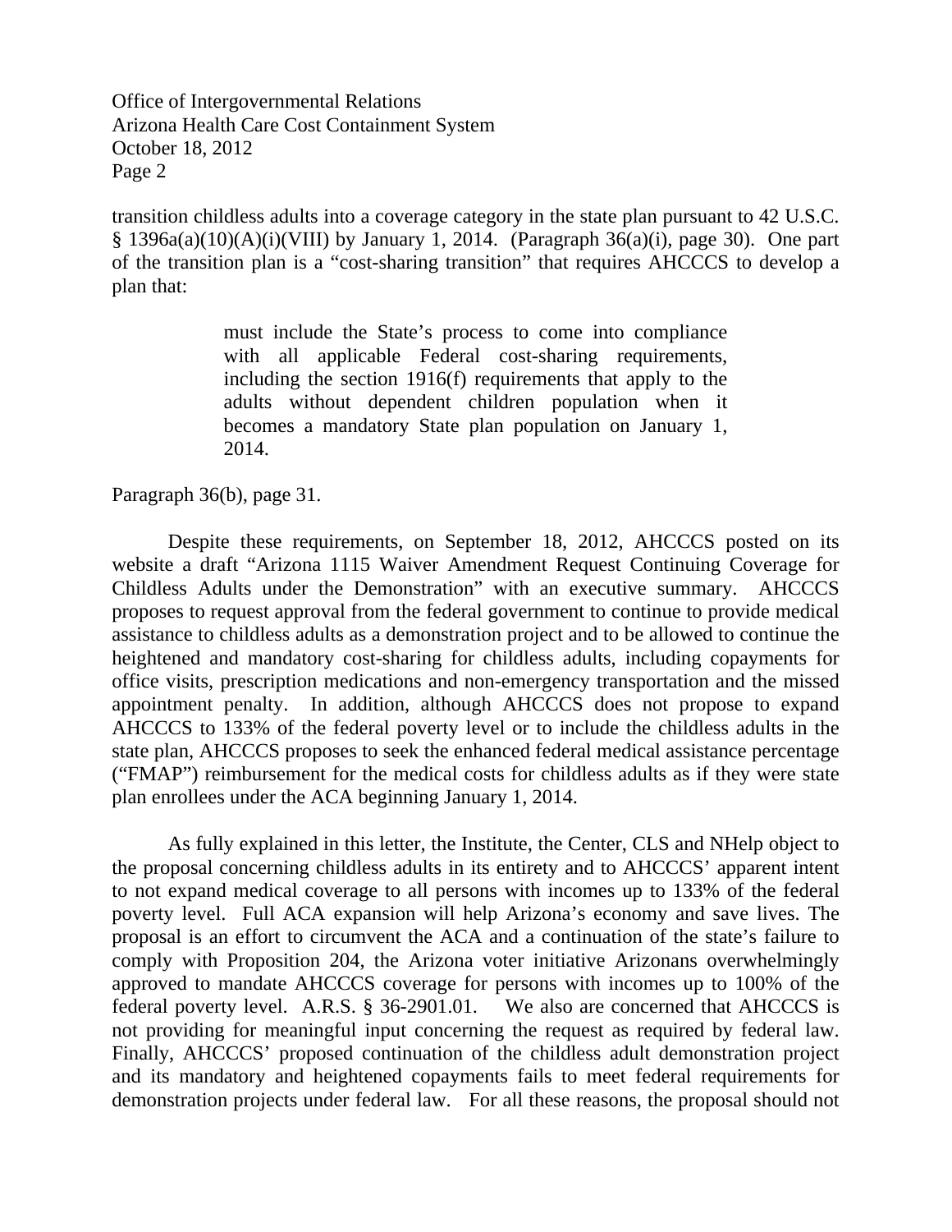transition childless adults into a coverage category in the state plan pursuant to 42 U.S.C. § 1396a(a)(10)(A)(i)(VIII) by January 1, 2014. (Paragraph 36(a)(i), page 30). One part of the transition plan is a "cost-sharing transition" that requires AHCCCS to develop a plan that:

> must include the State's process to come into compliance with all applicable Federal cost-sharing requirements, including the section 1916(f) requirements that apply to the adults without dependent children population when it becomes a mandatory State plan population on January 1, 2014.

Paragraph 36(b), page 31.

Despite these requirements, on September 18, 2012, AHCCCS posted on its website a draft "Arizona 1115 Waiver Amendment Request Continuing Coverage for Childless Adults under the Demonstration" with an executive summary. AHCCCS proposes to request approval from the federal government to continue to provide medical assistance to childless adults as a demonstration project and to be allowed to continue the heightened and mandatory cost-sharing for childless adults, including copayments for office visits, prescription medications and non-emergency transportation and the missed appointment penalty. In addition, although AHCCCS does not propose to expand AHCCCS to 133% of the federal poverty level or to include the childless adults in the state plan, AHCCCS proposes to seek the enhanced federal medical assistance percentage ("FMAP") reimbursement for the medical costs for childless adults as if they were state plan enrollees under the ACA beginning January 1, 2014.

As fully explained in this letter, the Institute, the Center, CLS and NHelp object to the proposal concerning childless adults in its entirety and to AHCCCS' apparent intent to not expand medical coverage to all persons with incomes up to 133% of the federal poverty level. Full ACA expansion will help Arizona's economy and save lives. The proposal is an effort to circumvent the ACA and a continuation of the state's failure to comply with Proposition 204, the Arizona voter initiative Arizonans overwhelmingly approved to mandate AHCCCS coverage for persons with incomes up to 100% of the federal poverty level. A.R.S. § 36-2901.01. We also are concerned that AHCCCS is not providing for meaningful input concerning the request as required by federal law. Finally, AHCCCS' proposed continuation of the childless adult demonstration project and its mandatory and heightened copayments fails to meet federal requirements for demonstration projects under federal law. For all these reasons, the proposal should not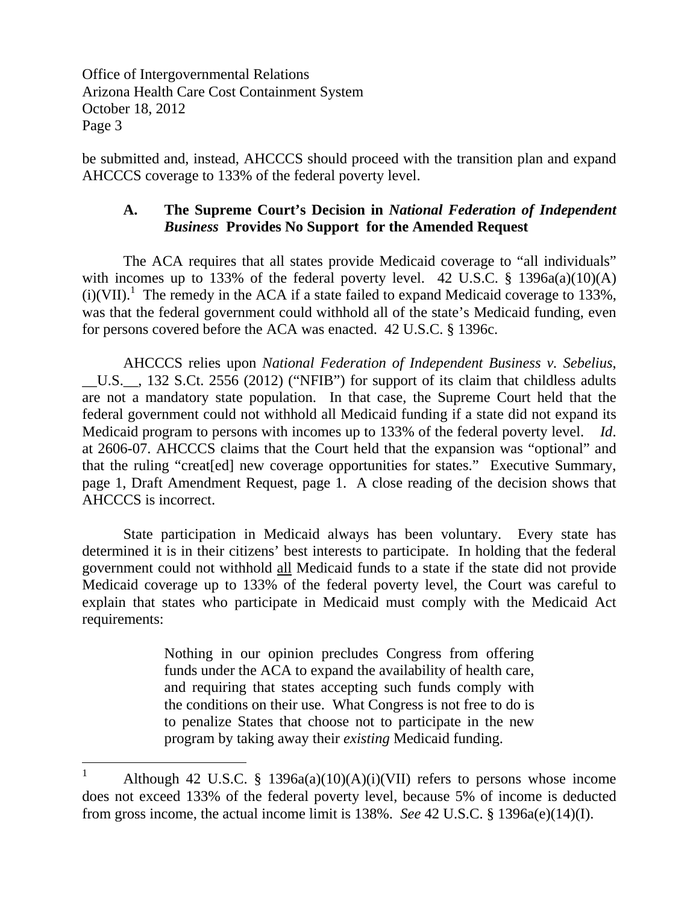be submitted and, instead, AHCCCS should proceed with the transition plan and expand AHCCCS coverage to 133% of the federal poverty level.

### A. The Supreme Court's Decision in *National Federation of Independent Business* Provides No Support for the Amended Request

The ACA requires that all states provide Medicaid coverage to "all individuals" with incomes up to 133% of the federal poverty level. 42 U.S.C. § 1396a(a)(10)(A)(i)(VII).[1] The remedy in the ACA if a state failed to expand Medicaid coverage to 133%, was that the federal government could withhold all of the state's Medicaid funding, even for persons covered before the ACA was enacted. 42 U.S.C. § 1396c.

AHCCCS relies upon *National Federation of Independent Business v. Sebelius*, __U.S.__, 132 S.Ct. 2556 (2012) ("NFIB") for support of its claim that childless adults are not a mandatory state population. In that case, the Supreme Court held that the federal government could not withhold all Medicaid funding if a state did not expand its Medicaid program to persons with incomes up to 133% of the federal poverty level. *Id*. at 2606-07. AHCCCS claims that the Court held that the expansion was "optional" and that the ruling "creat[ed] new coverage opportunities for states." Executive Summary, page 1, Draft Amendment Request, page 1. A close reading of the decision shows that AHCCCS is incorrect.

State participation in Medicaid always has been voluntary. Every state has determined it is in their citizens' best interests to participate. In holding that the federal government could not withhold <u>all</u> Medicaid funds to a state if the state did not provide Medicaid coverage up to 133% of the federal poverty level, the Court was careful to explain that states who participate in Medicaid must comply with the Medicaid Act requirements:

> Nothing in our opinion precludes Congress from offering funds under the ACA to expand the availability of health care, and requiring that states accepting such funds comply with the conditions on their use. What Congress is not free to do is to penalize States that choose not to participate in the new program by taking away their *existing* Medicaid funding.

---

[1] Although 42 U.S.C. § 1396a(a)(10)(A)(i)(VII) refers to persons whose income does not exceed 133% of the federal poverty level, because 5% of income is deducted from gross income, the actual income limit is 138%. *See* 42 U.S.C. § 1396a(e)(14)(I).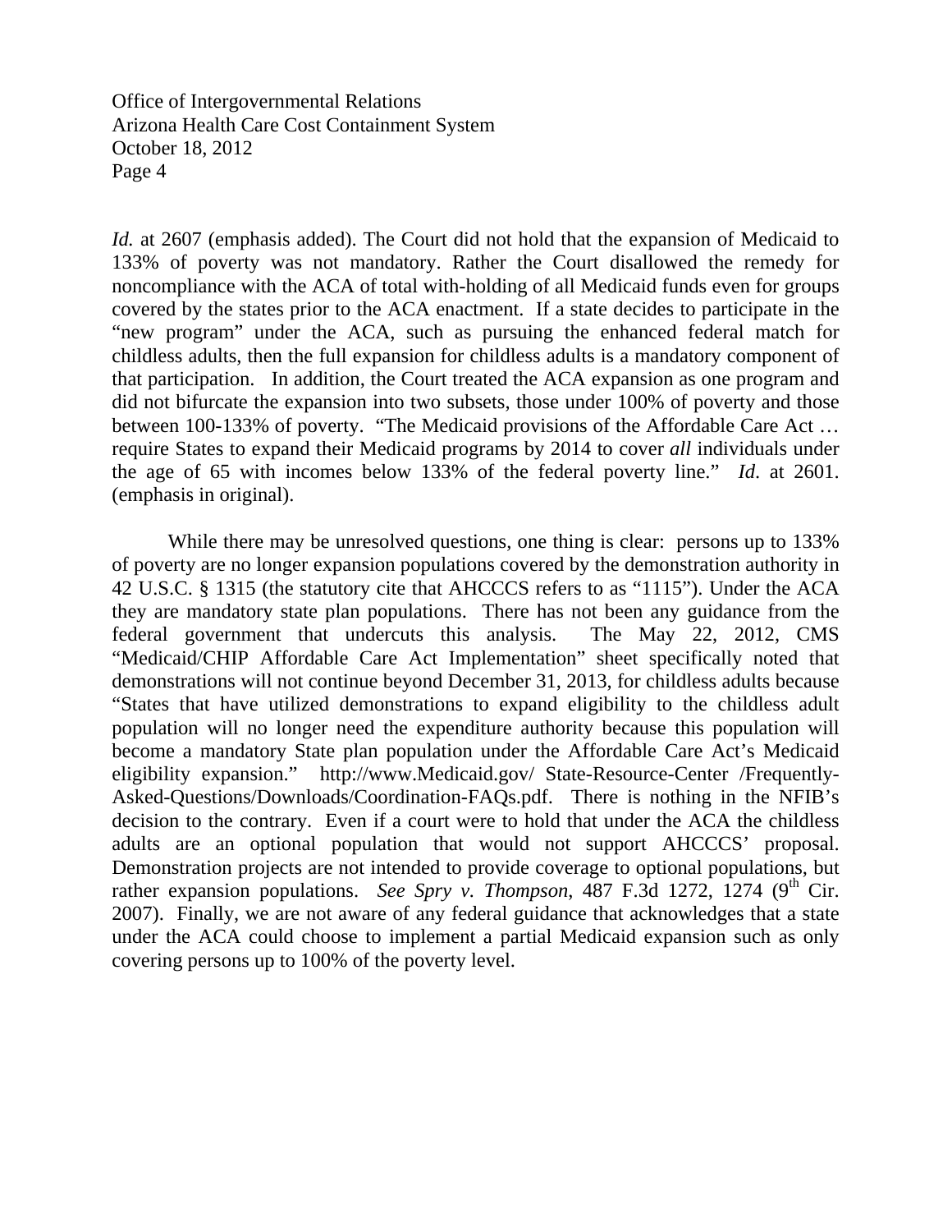*Id.* at 2607 (emphasis added). The Court did not hold that the expansion of Medicaid to 133% of poverty was not mandatory. Rather the Court disallowed the remedy for noncompliance with the ACA of total with-holding of all Medicaid funds even for groups covered by the states prior to the ACA enactment. If a state decides to participate in the "new program" under the ACA, such as pursuing the enhanced federal match for childless adults, then the full expansion for childless adults is a mandatory component of that participation. In addition, the Court treated the ACA expansion as one program and did not bifurcate the expansion into two subsets, those under 100% of poverty and those between 100-133% of poverty. "The Medicaid provisions of the Affordable Care Act … require States to expand their Medicaid programs by 2014 to cover *all* individuals under the age of 65 with incomes below 133% of the federal poverty line." *Id*. at 2601. (emphasis in original).

While there may be unresolved questions, one thing is clear: persons up to 133% of poverty are no longer expansion populations covered by the demonstration authority in 42 U.S.C. § 1315 (the statutory cite that AHCCCS refers to as "1115"). Under the ACA they are mandatory state plan populations. There has not been any guidance from the federal government that undercuts this analysis. The May 22, 2012, CMS "Medicaid/CHIP Affordable Care Act Implementation" sheet specifically noted that demonstrations will not continue beyond December 31, 2013, for childless adults because "States that have utilized demonstrations to expand eligibility to the childless adult population will no longer need the expenditure authority because this population will become a mandatory State plan population under the Affordable Care Act's Medicaid eligibility expansion." http://www.Medicaid.gov/ State-Resource-Center /Frequently-Asked-Questions/Downloads/Coordination-FAQs.pdf. There is nothing in the NFIB's decision to the contrary. Even if a court were to hold that under the ACA the childless adults are an optional population that would not support AHCCCS' proposal. Demonstration projects are not intended to provide coverage to optional populations, but rather expansion populations. *See Spry v. Thompson,* 487 F.3d 1272, 1274 (9th Cir. 2007). Finally, we are not aware of any federal guidance that acknowledges that a state under the ACA could choose to implement a partial Medicaid expansion such as only covering persons up to 100% of the poverty level.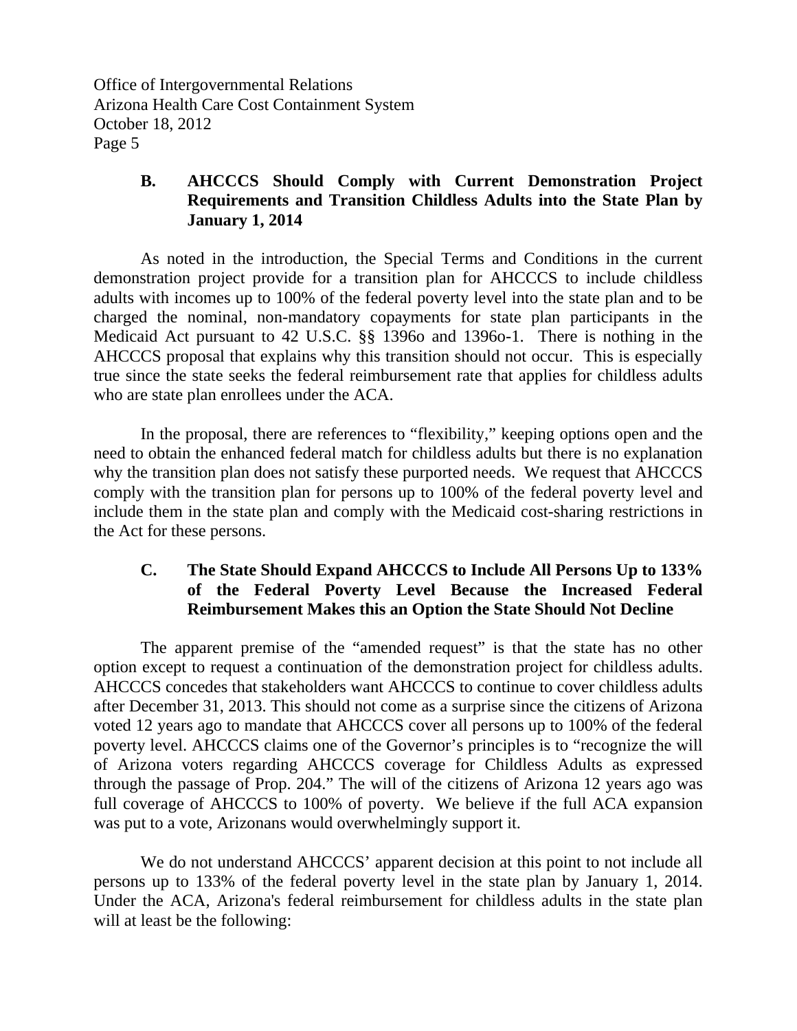### B. AHCCCS Should Comply with Current Demonstration Project Requirements and Transition Childless Adults into the State Plan by January 1, 2014

As noted in the introduction, the Special Terms and Conditions in the current demonstration project provide for a transition plan for AHCCCS to include childless adults with incomes up to 100% of the federal poverty level into the state plan and to be charged the nominal, non-mandatory copayments for state plan participants in the Medicaid Act pursuant to 42 U.S.C. §§ 1396o and 1396o-1. There is nothing in the AHCCCS proposal that explains why this transition should not occur. This is especially true since the state seeks the federal reimbursement rate that applies for childless adults who are state plan enrollees under the ACA.

In the proposal, there are references to "flexibility," keeping options open and the need to obtain the enhanced federal match for childless adults but there is no explanation why the transition plan does not satisfy these purported needs. We request that AHCCCS comply with the transition plan for persons up to 100% of the federal poverty level and include them in the state plan and comply with the Medicaid cost-sharing restrictions in the Act for these persons.

### C. The State Should Expand AHCCCS to Include All Persons Up to 133% of the Federal Poverty Level Because the Increased Federal Reimbursement Makes this an Option the State Should Not Decline

The apparent premise of the "amended request" is that the state has no other option except to request a continuation of the demonstration project for childless adults. AHCCCS concedes that stakeholders want AHCCCS to continue to cover childless adults after December 31, 2013. This should not come as a surprise since the citizens of Arizona voted 12 years ago to mandate that AHCCCS cover all persons up to 100% of the federal poverty level. AHCCCS claims one of the Governor's principles is to "recognize the will of Arizona voters regarding AHCCCS coverage for Childless Adults as expressed through the passage of Prop. 204." The will of the citizens of Arizona 12 years ago was full coverage of AHCCCS to 100% of poverty. We believe if the full ACA expansion was put to a vote, Arizonans would overwhelmingly support it.

We do not understand AHCCCS' apparent decision at this point to not include all persons up to 133% of the federal poverty level in the state plan by January 1, 2014. Under the ACA, Arizona's federal reimbursement for childless adults in the state plan will at least be the following: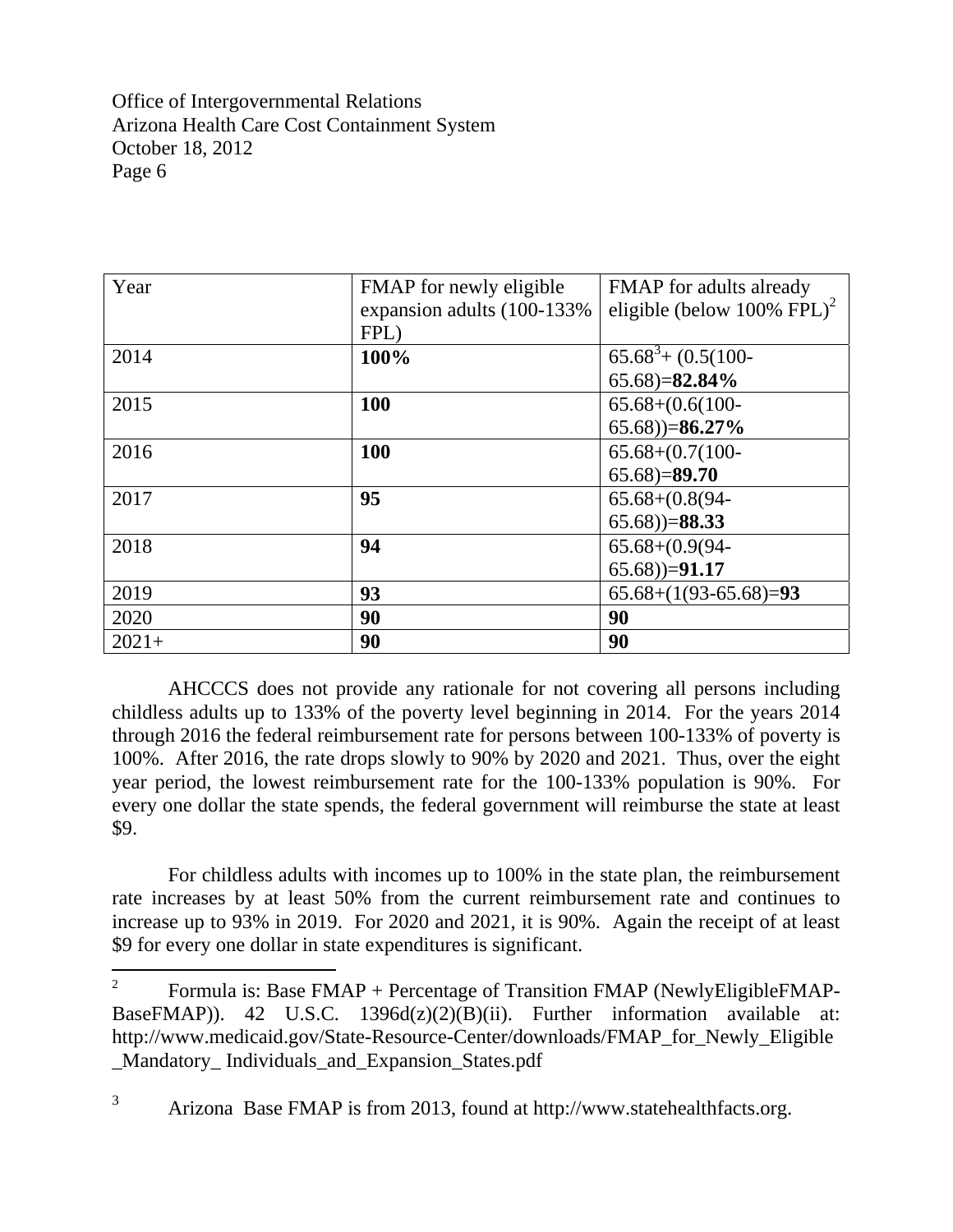| Year | FMAP for newly eligible expansion adults (100-133% FPL) | FMAP for adults already eligible (below 100% FPL)[2] |
|---|---|---|
| 2014 | **100%** | 65.68[3]+ (0.5(100-65.68)=**82.84%** |
| 2015 | **100** | 65.68+(0.6(100-65.68))=**86.27%** |
| 2016 | **100** | 65.68+(0.7(100-65.68)=**89.70** |
| 2017 | **95** | 65.68+(0.8(94-65.68))=**88.33** |
| 2018 | **94** | 65.68+(0.9(94-65.68))=**91.17** |
| 2019 | **93** | 65.68+(1(93-65.68)=**93** |
| 2020 | **90** | **90** |
| 2021+ | **90** | **90** |

AHCCCS does not provide any rationale for not covering all persons including childless adults up to 133% of the poverty level beginning in 2014. For the years 2014 through 2016 the federal reimbursement rate for persons between 100-133% of poverty is 100%. After 2016, the rate drops slowly to 90% by 2020 and 2021. Thus, over the eight year period, the lowest reimbursement rate for the 100-133% population is 90%. For every one dollar the state spends, the federal government will reimburse the state at least $9.

For childless adults with incomes up to 100% in the state plan, the reimbursement rate increases by at least 50% from the current reimbursement rate and continues to increase up to 93% in 2019. For 2020 and 2021, it is 90%. Again the receipt of at least $9 for every one dollar in state expenditures is significant.

---

[2] Formula is: Base FMAP + Percentage of Transition FMAP (NewlyEligibleFMAP-BaseFMAP)). 42 U.S.C. 1396d(z)(2)(B)(ii). Further information available at: http://www.medicaid.gov/State-Resource-Center/downloads/FMAP_for_Newly_Eligible_Mandatory_ Individuals_and_Expansion_States.pdf

[3] Arizona Base FMAP is from 2013, found at http://www.statehealthfacts.org.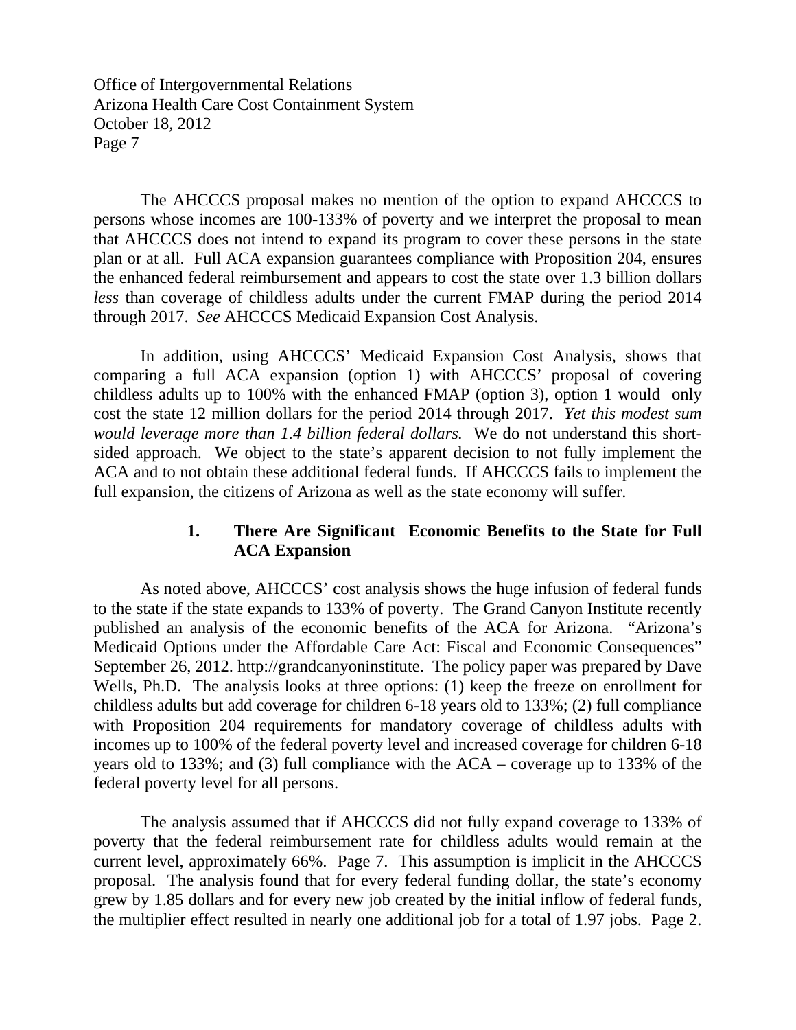The AHCCCS proposal makes no mention of the option to expand AHCCCS to persons whose incomes are 100-133% of poverty and we interpret the proposal to mean that AHCCCS does not intend to expand its program to cover these persons in the state plan or at all. Full ACA expansion guarantees compliance with Proposition 204, ensures the enhanced federal reimbursement and appears to cost the state over 1.3 billion dollars *less* than coverage of childless adults under the current FMAP during the period 2014 through 2017. *See* AHCCCS Medicaid Expansion Cost Analysis.

In addition, using AHCCCS' Medicaid Expansion Cost Analysis, shows that comparing a full ACA expansion (option 1) with AHCCCS' proposal of covering childless adults up to 100% with the enhanced FMAP (option 3), option 1 would only cost the state 12 million dollars for the period 2014 through 2017. *Yet this modest sum would leverage more than 1.4 billion federal dollars.* We do not understand this short-sided approach. We object to the state's apparent decision to not fully implement the ACA and to not obtain these additional federal funds. If AHCCCS fails to implement the full expansion, the citizens of Arizona as well as the state economy will suffer.

### 1. There Are Significant Economic Benefits to the State for Full ACA Expansion

As noted above, AHCCCS' cost analysis shows the huge infusion of federal funds to the state if the state expands to 133% of poverty. The Grand Canyon Institute recently published an analysis of the economic benefits of the ACA for Arizona. "Arizona's Medicaid Options under the Affordable Care Act: Fiscal and Economic Consequences" September 26, 2012. http://grandcanyoninstitute. The policy paper was prepared by Dave Wells, Ph.D. The analysis looks at three options: (1) keep the freeze on enrollment for childless adults but add coverage for children 6-18 years old to 133%; (2) full compliance with Proposition 204 requirements for mandatory coverage of childless adults with incomes up to 100% of the federal poverty level and increased coverage for children 6-18 years old to 133%; and (3) full compliance with the ACA – coverage up to 133% of the federal poverty level for all persons.

The analysis assumed that if AHCCCS did not fully expand coverage to 133% of poverty that the federal reimbursement rate for childless adults would remain at the current level, approximately 66%. Page 7. This assumption is implicit in the AHCCCS proposal. The analysis found that for every federal funding dollar, the state's economy grew by 1.85 dollars and for every new job created by the initial inflow of federal funds, the multiplier effect resulted in nearly one additional job for a total of 1.97 jobs. Page 2.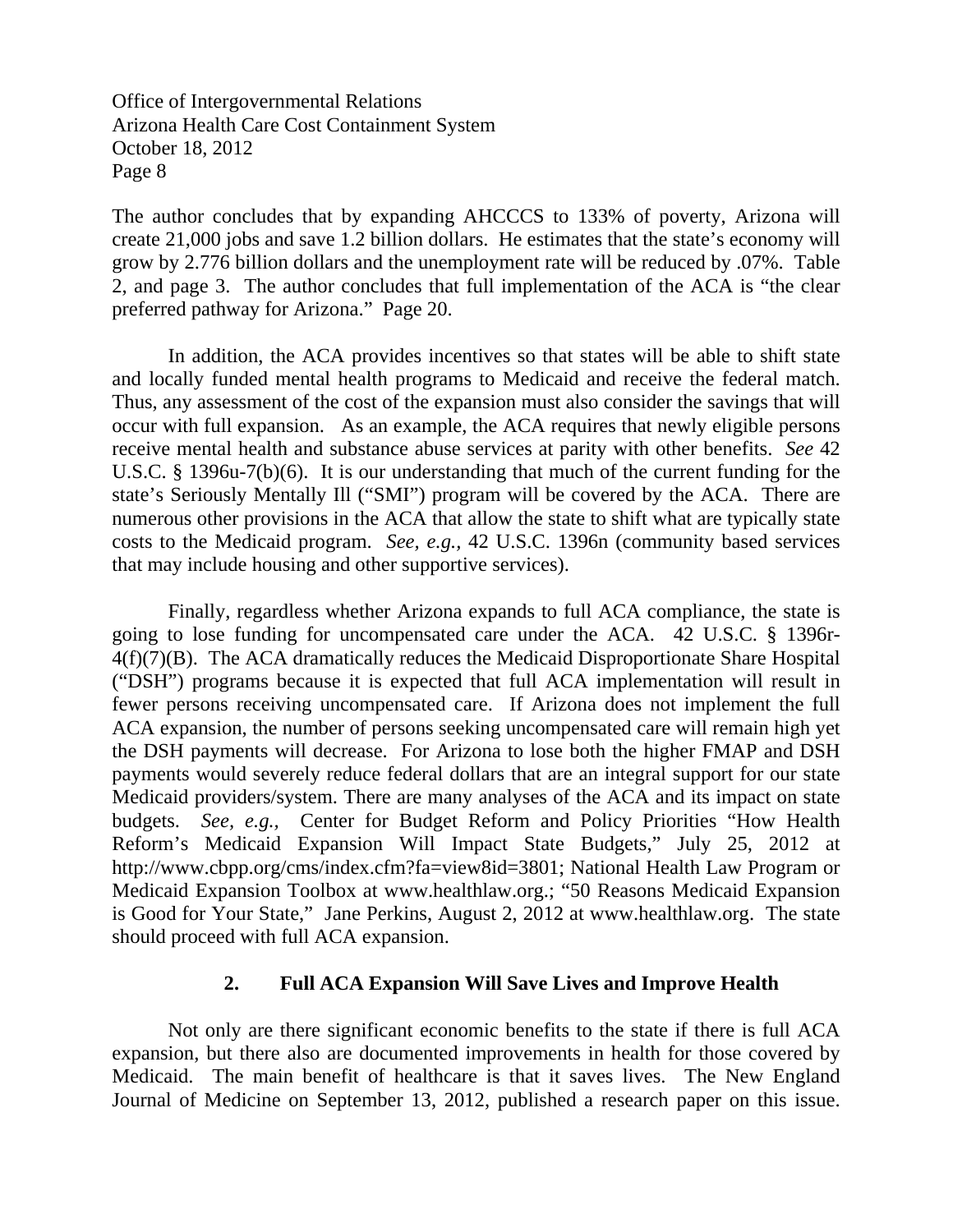The author concludes that by expanding AHCCCS to 133% of poverty, Arizona will create 21,000 jobs and save 1.2 billion dollars. He estimates that the state's economy will grow by 2.776 billion dollars and the unemployment rate will be reduced by .07%. Table 2, and page 3. The author concludes that full implementation of the ACA is "the clear preferred pathway for Arizona." Page 20.

In addition, the ACA provides incentives so that states will be able to shift state and locally funded mental health programs to Medicaid and receive the federal match. Thus, any assessment of the cost of the expansion must also consider the savings that will occur with full expansion. As an example, the ACA requires that newly eligible persons receive mental health and substance abuse services at parity with other benefits. *See* 42 U.S.C. § 1396u-7(b)(6). It is our understanding that much of the current funding for the state's Seriously Mentally Ill ("SMI") program will be covered by the ACA. There are numerous other provisions in the ACA that allow the state to shift what are typically state costs to the Medicaid program. *See, e.g.,* 42 U.S.C. 1396n (community based services that may include housing and other supportive services).

Finally, regardless whether Arizona expands to full ACA compliance, the state is going to lose funding for uncompensated care under the ACA. 42 U.S.C. § 1396r-4(f)(7)(B). The ACA dramatically reduces the Medicaid Disproportionate Share Hospital ("DSH") programs because it is expected that full ACA implementation will result in fewer persons receiving uncompensated care. If Arizona does not implement the full ACA expansion, the number of persons seeking uncompensated care will remain high yet the DSH payments will decrease. For Arizona to lose both the higher FMAP and DSH payments would severely reduce federal dollars that are an integral support for our state Medicaid providers/system. There are many analyses of the ACA and its impact on state budgets. *See, e.g.,* Center for Budget Reform and Policy Priorities "How Health Reform's Medicaid Expansion Will Impact State Budgets," July 25, 2012 at http://www.cbpp.org/cms/index.cfm?fa=view8id=3801; National Health Law Program or Medicaid Expansion Toolbox at www.healthlaw.org.; "50 Reasons Medicaid Expansion is Good for Your State," Jane Perkins, August 2, 2012 at www.healthlaw.org. The state should proceed with full ACA expansion.

### 2. Full ACA Expansion Will Save Lives and Improve Health

Not only are there significant economic benefits to the state if there is full ACA expansion, but there also are documented improvements in health for those covered by Medicaid. The main benefit of healthcare is that it saves lives. The New England Journal of Medicine on September 13, 2012, published a research paper on this issue.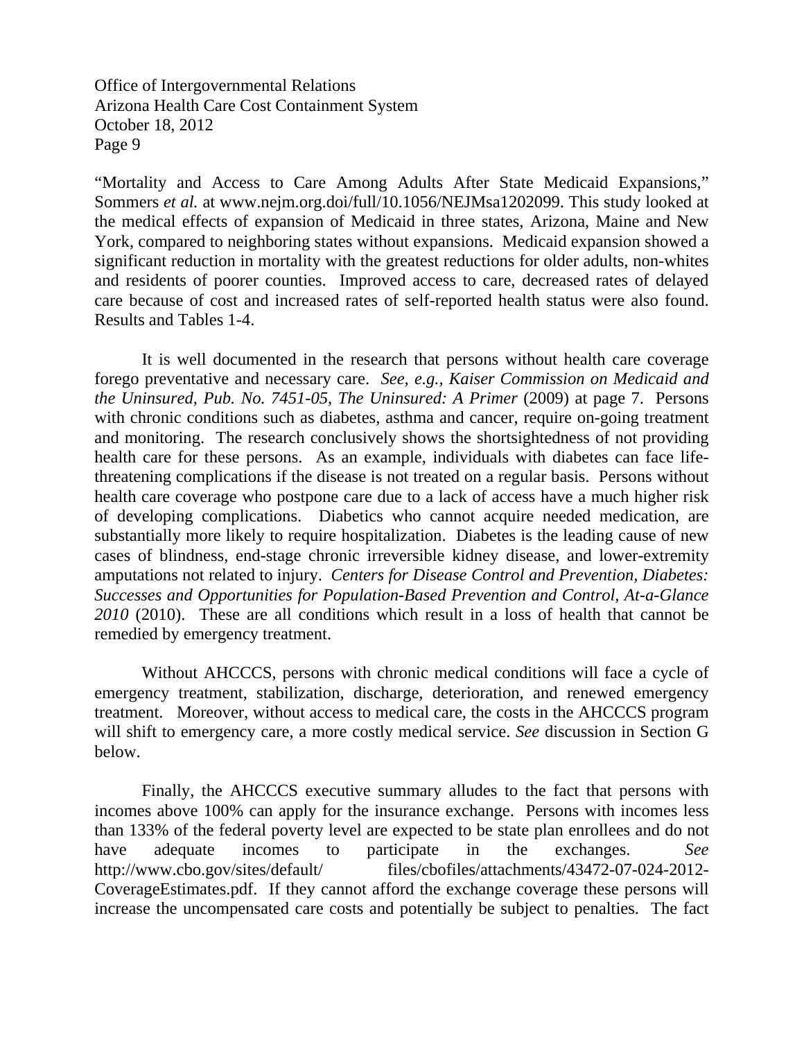"Mortality and Access to Care Among Adults After State Medicaid Expansions," Sommers *et al.* at www.nejm.org.doi/full/10.1056/NEJMsa1202099. This study looked at the medical effects of expansion of Medicaid in three states, Arizona, Maine and New York, compared to neighboring states without expansions. Medicaid expansion showed a significant reduction in mortality with the greatest reductions for older adults, non-whites and residents of poorer counties. Improved access to care, decreased rates of delayed care because of cost and increased rates of self-reported health status were also found. Results and Tables 1-4.

It is well documented in the research that persons without health care coverage forego preventative and necessary care. *See, e.g., Kaiser Commission on Medicaid and the Uninsured, Pub. No. 7451-05, The Uninsured: A Primer* (2009) at page 7. Persons with chronic conditions such as diabetes, asthma and cancer, require on-going treatment and monitoring. The research conclusively shows the shortsightedness of not providing health care for these persons. As an example, individuals with diabetes can face life-threatening complications if the disease is not treated on a regular basis. Persons without health care coverage who postpone care due to a lack of access have a much higher risk of developing complications. Diabetics who cannot acquire needed medication, are substantially more likely to require hospitalization. Diabetes is the leading cause of new cases of blindness, end-stage chronic irreversible kidney disease, and lower-extremity amputations not related to injury. *Centers for Disease Control and Prevention, Diabetes: Successes and Opportunities for Population-Based Prevention and Control, At-a-Glance 2010* (2010). These are all conditions which result in a loss of health that cannot be remedied by emergency treatment.

Without AHCCCS, persons with chronic medical conditions will face a cycle of emergency treatment, stabilization, discharge, deterioration, and renewed emergency treatment. Moreover, without access to medical care, the costs in the AHCCCS program will shift to emergency care, a more costly medical service. *See* discussion in Section G below.

Finally, the AHCCCS executive summary alludes to the fact that persons with incomes above 100% can apply for the insurance exchange. Persons with incomes less than 133% of the federal poverty level are expected to be state plan enrollees and do not have adequate incomes to participate in the exchanges. *See* http://www.cbo.gov/sites/default/ files/cbofiles/attachments/43472-07-024-2012-CoverageEstimates.pdf. If they cannot afford the exchange coverage these persons will increase the uncompensated care costs and potentially be subject to penalties. The fact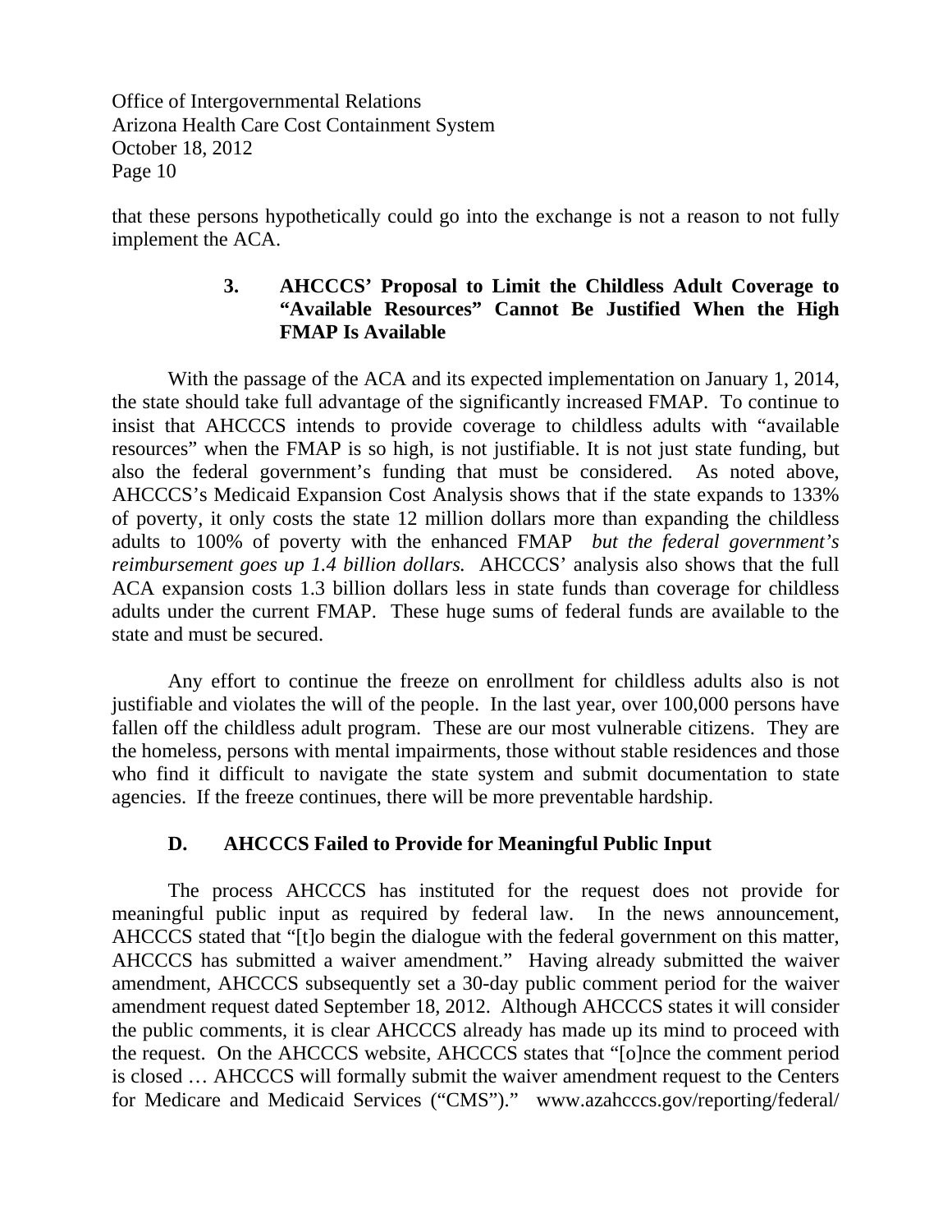that these persons hypothetically could go into the exchange is not a reason to not fully implement the ACA.

### 3. AHCCCS' Proposal to Limit the Childless Adult Coverage to "Available Resources" Cannot Be Justified When the High FMAP Is Available

With the passage of the ACA and its expected implementation on January 1, 2014, the state should take full advantage of the significantly increased FMAP. To continue to insist that AHCCCS intends to provide coverage to childless adults with "available resources" when the FMAP is so high, is not justifiable. It is not just state funding, but also the federal government's funding that must be considered. As noted above, AHCCCS's Medicaid Expansion Cost Analysis shows that if the state expands to 133% of poverty, it only costs the state 12 million dollars more than expanding the childless adults to 100% of poverty with the enhanced FMAP *but the federal government's reimbursement goes up 1.4 billion dollars.* AHCCCS' analysis also shows that the full ACA expansion costs 1.3 billion dollars less in state funds than coverage for childless adults under the current FMAP. These huge sums of federal funds are available to the state and must be secured.

Any effort to continue the freeze on enrollment for childless adults also is not justifiable and violates the will of the people. In the last year, over 100,000 persons have fallen off the childless adult program. These are our most vulnerable citizens. They are the homeless, persons with mental impairments, those without stable residences and those who find it difficult to navigate the state system and submit documentation to state agencies. If the freeze continues, there will be more preventable hardship.

## D. AHCCCS Failed to Provide for Meaningful Public Input

The process AHCCCS has instituted for the request does not provide for meaningful public input as required by federal law. In the news announcement, AHCCCS stated that "[t]o begin the dialogue with the federal government on this matter, AHCCCS has submitted a waiver amendment." Having already submitted the waiver amendment, AHCCCS subsequently set a 30-day public comment period for the waiver amendment request dated September 18, 2012. Although AHCCCS states it will consider the public comments, it is clear AHCCCS already has made up its mind to proceed with the request. On the AHCCCS website, AHCCCS states that "[o]nce the comment period is closed … AHCCCS will formally submit the waiver amendment request to the Centers for Medicare and Medicaid Services ("CMS")." www.azahcccs.gov/reporting/federal/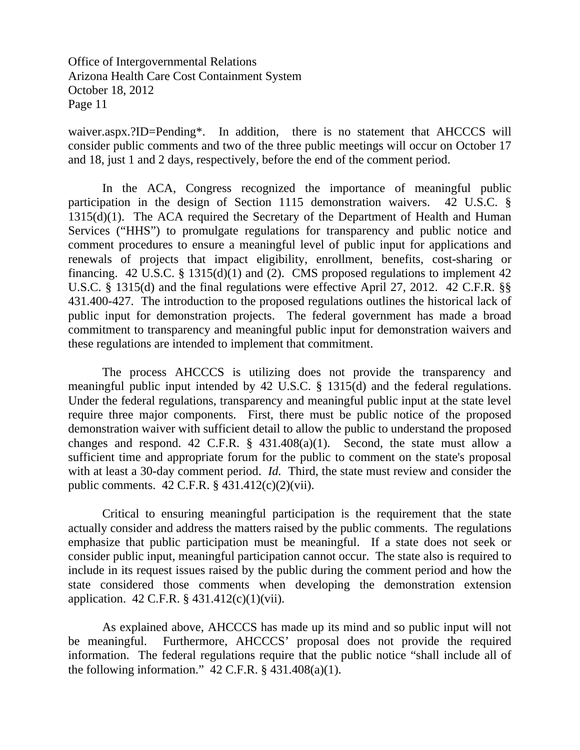waiver.aspx.?ID=Pending*. In addition, there is no statement that AHCCCS will consider public comments and two of the three public meetings will occur on October 17 and 18, just 1 and 2 days, respectively, before the end of the comment period.

In the ACA, Congress recognized the importance of meaningful public participation in the design of Section 1115 demonstration waivers. 42 U.S.C. § 1315(d)(1). The ACA required the Secretary of the Department of Health and Human Services ("HHS") to promulgate regulations for transparency and public notice and comment procedures to ensure a meaningful level of public input for applications and renewals of projects that impact eligibility, enrollment, benefits, cost-sharing or financing. 42 U.S.C. § 1315(d)(1) and (2). CMS proposed regulations to implement 42 U.S.C. § 1315(d) and the final regulations were effective April 27, 2012. 42 C.F.R. §§ 431.400-427. The introduction to the proposed regulations outlines the historical lack of public input for demonstration projects. The federal government has made a broad commitment to transparency and meaningful public input for demonstration waivers and these regulations are intended to implement that commitment.

The process AHCCCS is utilizing does not provide the transparency and meaningful public input intended by 42 U.S.C. § 1315(d) and the federal regulations. Under the federal regulations, transparency and meaningful public input at the state level require three major components. First, there must be public notice of the proposed demonstration waiver with sufficient detail to allow the public to understand the proposed changes and respond. 42 C.F.R. § 431.408(a)(1). Second, the state must allow a sufficient time and appropriate forum for the public to comment on the state's proposal with at least a 30-day comment period. *Id.* Third, the state must review and consider the public comments. 42 C.F.R. § 431.412(c)(2)(vii).

Critical to ensuring meaningful participation is the requirement that the state actually consider and address the matters raised by the public comments. The regulations emphasize that public participation must be meaningful. If a state does not seek or consider public input, meaningful participation cannot occur. The state also is required to include in its request issues raised by the public during the comment period and how the state considered those comments when developing the demonstration extension application. 42 C.F.R. § 431.412(c)(1)(vii).

As explained above, AHCCCS has made up its mind and so public input will not be meaningful. Furthermore, AHCCCS' proposal does not provide the required information. The federal regulations require that the public notice "shall include all of the following information." 42 C.F.R. § 431.408(a)(1).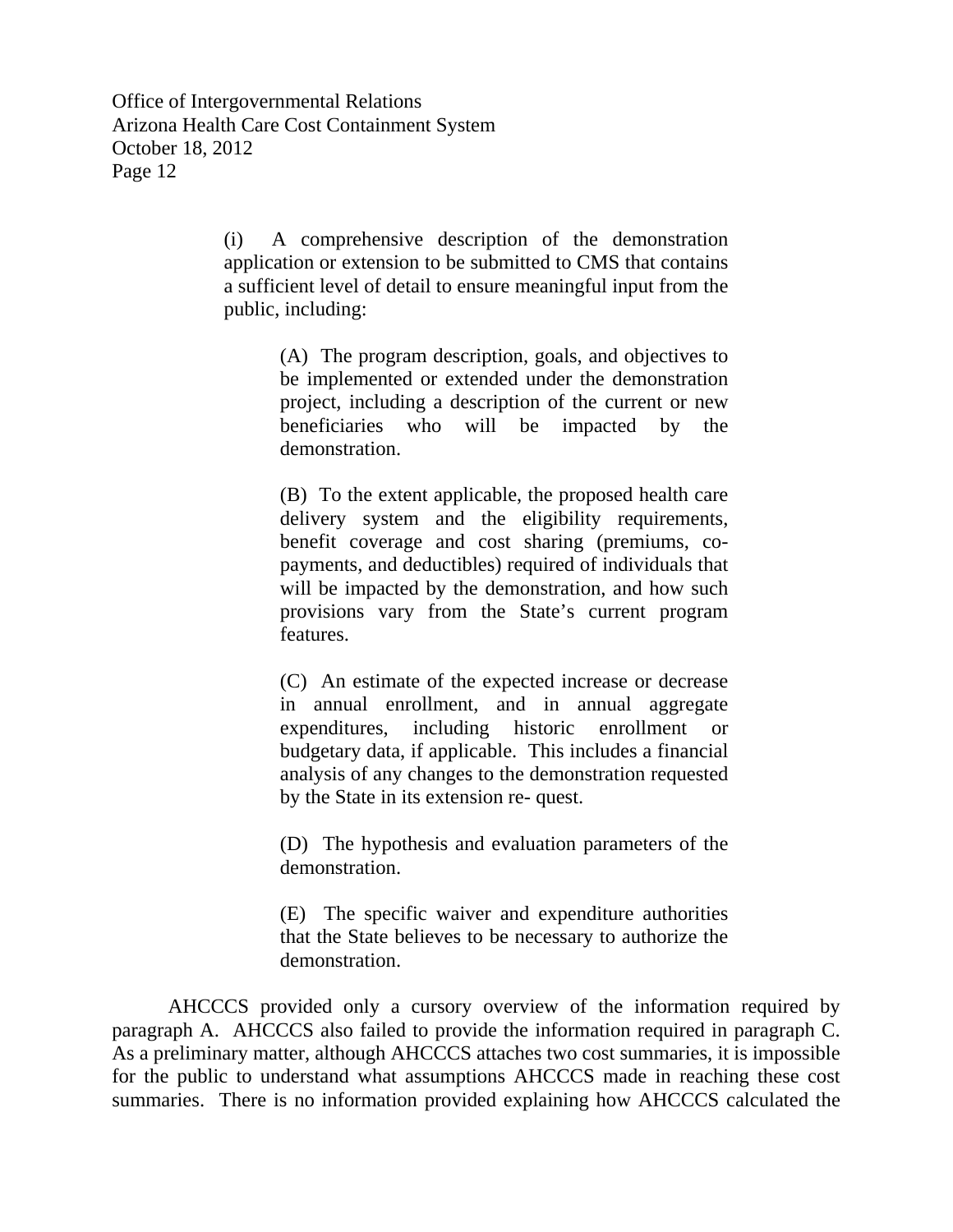> (i) A comprehensive description of the demonstration application or extension to be submitted to CMS that contains a sufficient level of detail to ensure meaningful input from the public, including:
>
> > (A) The program description, goals, and objectives to be implemented or extended under the demonstration project, including a description of the current or new beneficiaries who will be impacted by the demonstration.
> >
> > (B) To the extent applicable, the proposed health care delivery system and the eligibility requirements, benefit coverage and cost sharing (premiums, co-payments, and deductibles) required of individuals that will be impacted by the demonstration, and how such provisions vary from the State's current program features.
> >
> > (C) An estimate of the expected increase or decrease in annual enrollment, and in annual aggregate expenditures, including historic enrollment or budgetary data, if applicable. This includes a financial analysis of any changes to the demonstration requested by the State in its extension re- quest.
> >
> > (D) The hypothesis and evaluation parameters of the demonstration.
> >
> > (E) The specific waiver and expenditure authorities that the State believes to be necessary to authorize the demonstration.

AHCCCS provided only a cursory overview of the information required by paragraph A. AHCCCS also failed to provide the information required in paragraph C. As a preliminary matter, although AHCCCS attaches two cost summaries, it is impossible for the public to understand what assumptions AHCCCS made in reaching these cost summaries. There is no information provided explaining how AHCCCS calculated the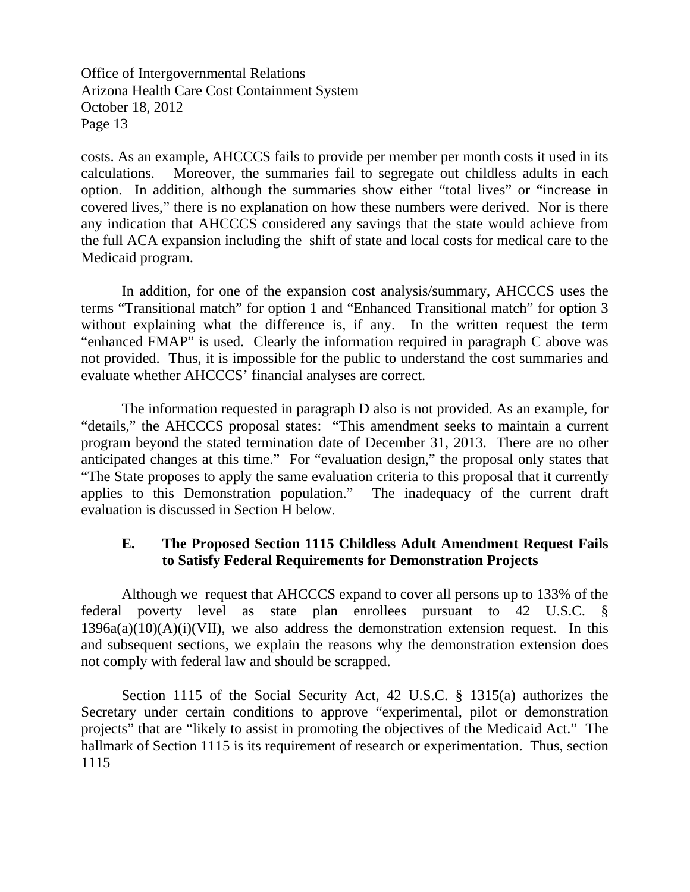costs. As an example, AHCCCS fails to provide per member per month costs it used in its calculations. Moreover, the summaries fail to segregate out childless adults in each option. In addition, although the summaries show either "total lives" or "increase in covered lives," there is no explanation on how these numbers were derived. Nor is there any indication that AHCCCS considered any savings that the state would achieve from the full ACA expansion including the shift of state and local costs for medical care to the Medicaid program.

In addition, for one of the expansion cost analysis/summary, AHCCCS uses the terms "Transitional match" for option 1 and "Enhanced Transitional match" for option 3 without explaining what the difference is, if any. In the written request the term "enhanced FMAP" is used. Clearly the information required in paragraph C above was not provided. Thus, it is impossible for the public to understand the cost summaries and evaluate whether AHCCCS' financial analyses are correct.

The information requested in paragraph D also is not provided. As an example, for "details," the AHCCCS proposal states: "This amendment seeks to maintain a current program beyond the stated termination date of December 31, 2013. There are no other anticipated changes at this time." For "evaluation design," the proposal only states that "The State proposes to apply the same evaluation criteria to this proposal that it currently applies to this Demonstration population." The inadequacy of the current draft evaluation is discussed in Section H below.

### E. The Proposed Section 1115 Childless Adult Amendment Request Fails to Satisfy Federal Requirements for Demonstration Projects

Although we request that AHCCCS expand to cover all persons up to 133% of the federal poverty level as state plan enrollees pursuant to 42 U.S.C. § 1396a(a)(10)(A)(i)(VII), we also address the demonstration extension request. In this and subsequent sections, we explain the reasons why the demonstration extension does not comply with federal law and should be scrapped.

Section 1115 of the Social Security Act, 42 U.S.C. § 1315(a) authorizes the Secretary under certain conditions to approve "experimental, pilot or demonstration projects" that are "likely to assist in promoting the objectives of the Medicaid Act." The hallmark of Section 1115 is its requirement of research or experimentation. Thus, section 1115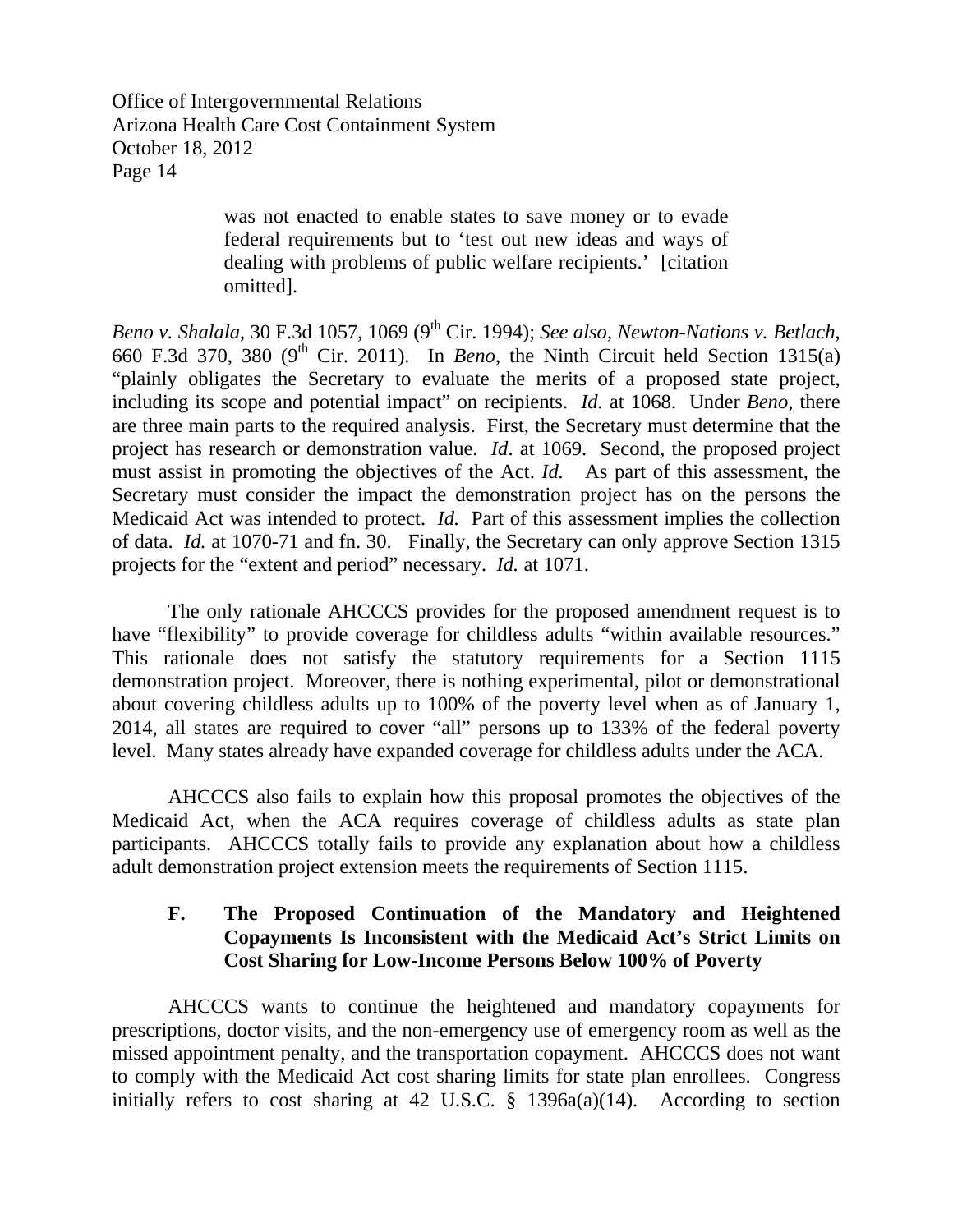> was not enacted to enable states to save money or to evade federal requirements but to 'test out new ideas and ways of dealing with problems of public welfare recipients.' [citation omitted].

*Beno v. Shalala*, 30 F.3d 1057, 1069 (9th Cir. 1994); *See also, Newton-Nations v. Betlach*, 660 F.3d 370, 380 (9th Cir. 2011). In *Beno*, the Ninth Circuit held Section 1315(a) "plainly obligates the Secretary to evaluate the merits of a proposed state project, including its scope and potential impact" on recipients. *Id.* at 1068. Under *Beno*, there are three main parts to the required analysis. First, the Secretary must determine that the project has research or demonstration value. *Id*. at 1069. Second, the proposed project must assist in promoting the objectives of the Act. *Id.* As part of this assessment, the Secretary must consider the impact the demonstration project has on the persons the Medicaid Act was intended to protect. *Id.* Part of this assessment implies the collection of data. *Id.* at 1070-71 and fn. 30. Finally, the Secretary can only approve Section 1315 projects for the "extent and period" necessary. *Id.* at 1071.

The only rationale AHCCCS provides for the proposed amendment request is to have "flexibility" to provide coverage for childless adults "within available resources." This rationale does not satisfy the statutory requirements for a Section 1115 demonstration project. Moreover, there is nothing experimental, pilot or demonstrational about covering childless adults up to 100% of the poverty level when as of January 1, 2014, all states are required to cover "all" persons up to 133% of the federal poverty level. Many states already have expanded coverage for childless adults under the ACA.

AHCCCS also fails to explain how this proposal promotes the objectives of the Medicaid Act, when the ACA requires coverage of childless adults as state plan participants. AHCCCS totally fails to provide any explanation about how a childless adult demonstration project extension meets the requirements of Section 1115.

### F. The Proposed Continuation of the Mandatory and Heightened Copayments Is Inconsistent with the Medicaid Act's Strict Limits on Cost Sharing for Low-Income Persons Below 100% of Poverty

AHCCCS wants to continue the heightened and mandatory copayments for prescriptions, doctor visits, and the non-emergency use of emergency room as well as the missed appointment penalty, and the transportation copayment. AHCCCS does not want to comply with the Medicaid Act cost sharing limits for state plan enrollees. Congress initially refers to cost sharing at 42 U.S.C. § 1396a(a)(14). According to section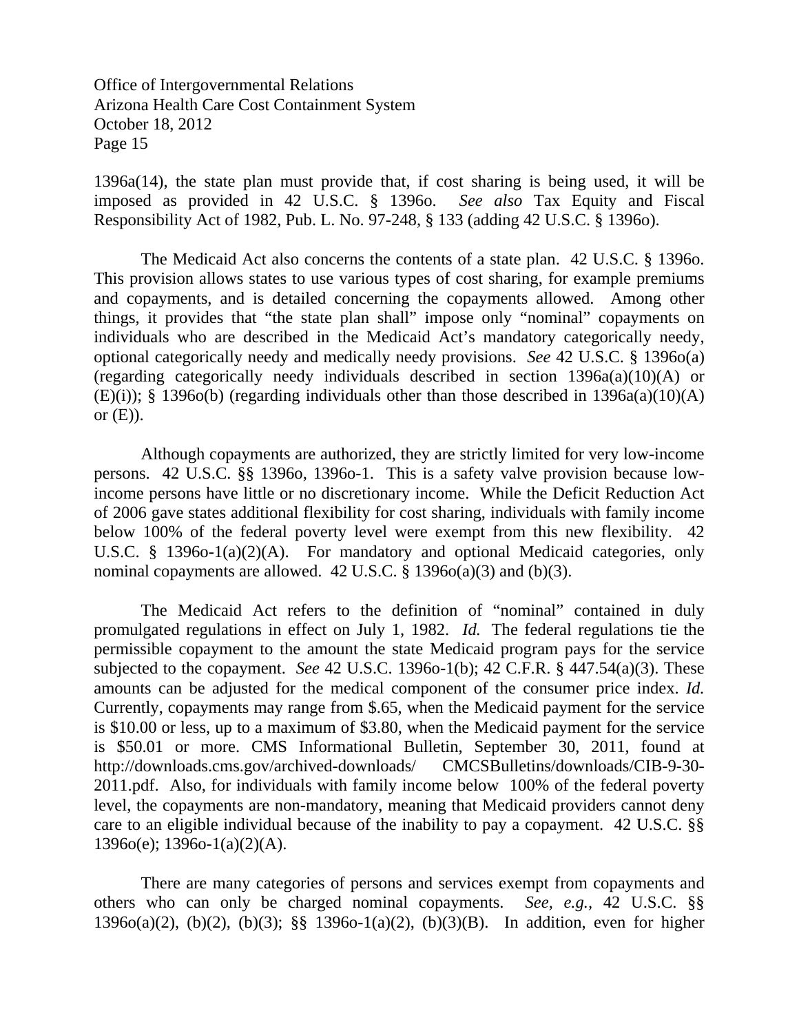1396a(14), the state plan must provide that, if cost sharing is being used, it will be imposed as provided in 42 U.S.C. § 1396o. *See also* Tax Equity and Fiscal Responsibility Act of 1982, Pub. L. No. 97-248, § 133 (adding 42 U.S.C. § 1396o).

The Medicaid Act also concerns the contents of a state plan. 42 U.S.C. § 1396o. This provision allows states to use various types of cost sharing, for example premiums and copayments, and is detailed concerning the copayments allowed. Among other things, it provides that "the state plan shall" impose only "nominal" copayments on individuals who are described in the Medicaid Act's mandatory categorically needy, optional categorically needy and medically needy provisions. *See* 42 U.S.C. § 1396o(a) (regarding categorically needy individuals described in section 1396a(a)(10)(A) or (E)(i)); § 1396o(b) (regarding individuals other than those described in 1396a(a)(10)(A) or (E)).

Although copayments are authorized, they are strictly limited for very low-income persons. 42 U.S.C. §§ 1396o, 1396o-1. This is a safety valve provision because low-income persons have little or no discretionary income. While the Deficit Reduction Act of 2006 gave states additional flexibility for cost sharing, individuals with family income below 100% of the federal poverty level were exempt from this new flexibility. 42 U.S.C. § 1396o-1(a)(2)(A). For mandatory and optional Medicaid categories, only nominal copayments are allowed. 42 U.S.C. § 1396o(a)(3) and (b)(3).

The Medicaid Act refers to the definition of "nominal" contained in duly promulgated regulations in effect on July 1, 1982. *Id.* The federal regulations tie the permissible copayment to the amount the state Medicaid program pays for the service subjected to the copayment. *See* 42 U.S.C. 1396o-1(b); 42 C.F.R. § 447.54(a)(3). These amounts can be adjusted for the medical component of the consumer price index. *Id.* Currently, copayments may range from $.65, when the Medicaid payment for the service is $10.00 or less, up to a maximum of $3.80, when the Medicaid payment for the service is $50.01 or more. CMS Informational Bulletin, September 30, 2011, found at http://downloads.cms.gov/archived-downloads/ CMCSBulletins/downloads/CIB-9-30-2011.pdf. Also, for individuals with family income below 100% of the federal poverty level, the copayments are non-mandatory, meaning that Medicaid providers cannot deny care to an eligible individual because of the inability to pay a copayment. 42 U.S.C. §§ 1396o(e); 1396o-1(a)(2)(A).

There are many categories of persons and services exempt from copayments and others who can only be charged nominal copayments. *See, e.g.,* 42 U.S.C. §§ 1396o(a)(2), (b)(2), (b)(3); §§ 1396o-1(a)(2), (b)(3)(B). In addition, even for higher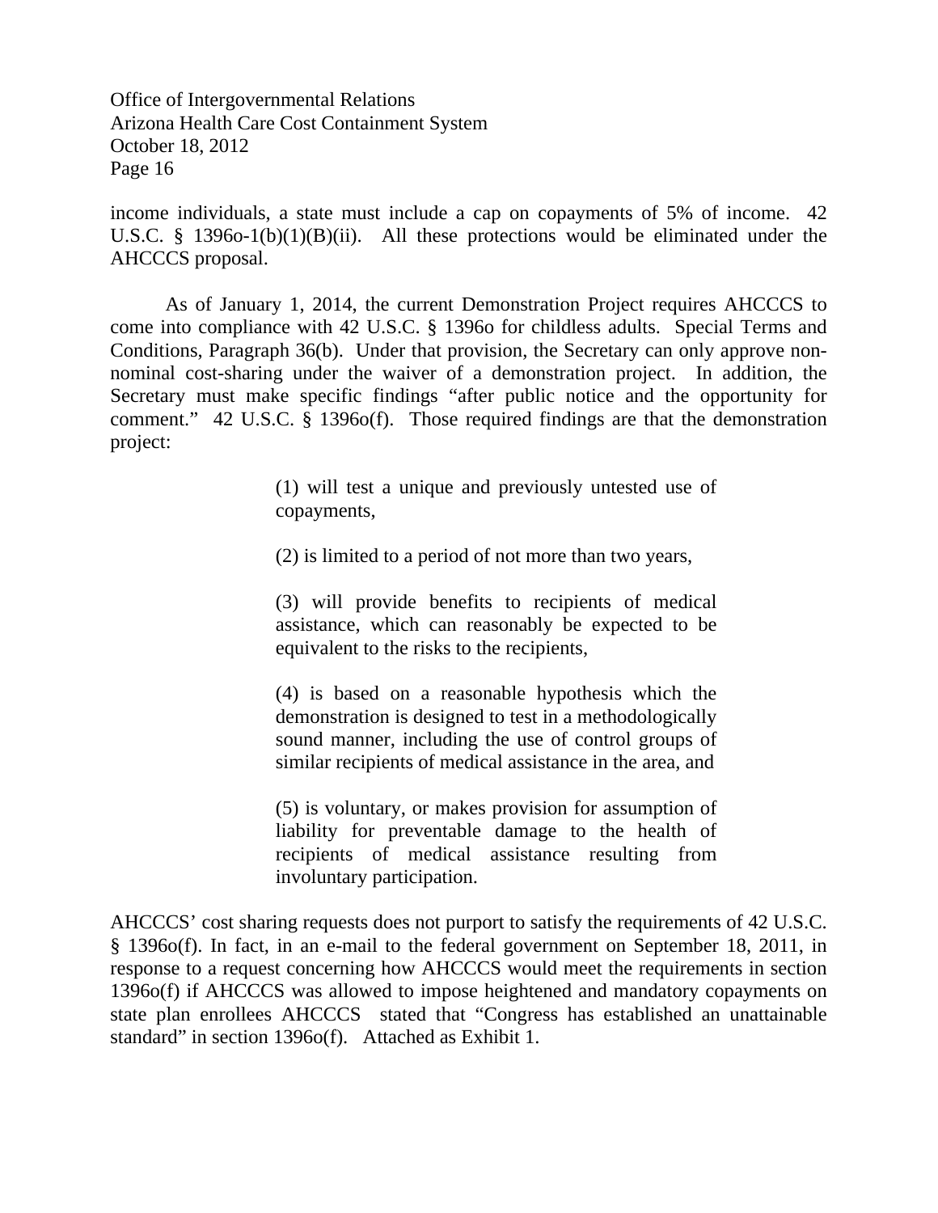income individuals, a state must include a cap on copayments of 5% of income. 42 U.S.C. § 1396o-1(b)(1)(B)(ii). All these protections would be eliminated under the AHCCCS proposal.

As of January 1, 2014, the current Demonstration Project requires AHCCCS to come into compliance with 42 U.S.C. § 1396o for childless adults. Special Terms and Conditions, Paragraph 36(b). Under that provision, the Secretary can only approve non-nominal cost-sharing under the waiver of a demonstration project. In addition, the Secretary must make specific findings "after public notice and the opportunity for comment." 42 U.S.C. § 1396o(f). Those required findings are that the demonstration project:

> (1) will test a unique and previously untested use of copayments,
>
> (2) is limited to a period of not more than two years,
>
> (3) will provide benefits to recipients of medical assistance, which can reasonably be expected to be equivalent to the risks to the recipients,
>
> (4) is based on a reasonable hypothesis which the demonstration is designed to test in a methodologically sound manner, including the use of control groups of similar recipients of medical assistance in the area, and
>
> (5) is voluntary, or makes provision for assumption of liability for preventable damage to the health of recipients of medical assistance resulting from involuntary participation.

AHCCCS' cost sharing requests does not purport to satisfy the requirements of 42 U.S.C. § 1396o(f). In fact, in an e-mail to the federal government on September 18, 2011, in response to a request concerning how AHCCCS would meet the requirements in section 1396o(f) if AHCCCS was allowed to impose heightened and mandatory copayments on state plan enrollees AHCCCS stated that "Congress has established an unattainable standard" in section 1396o(f). Attached as Exhibit 1.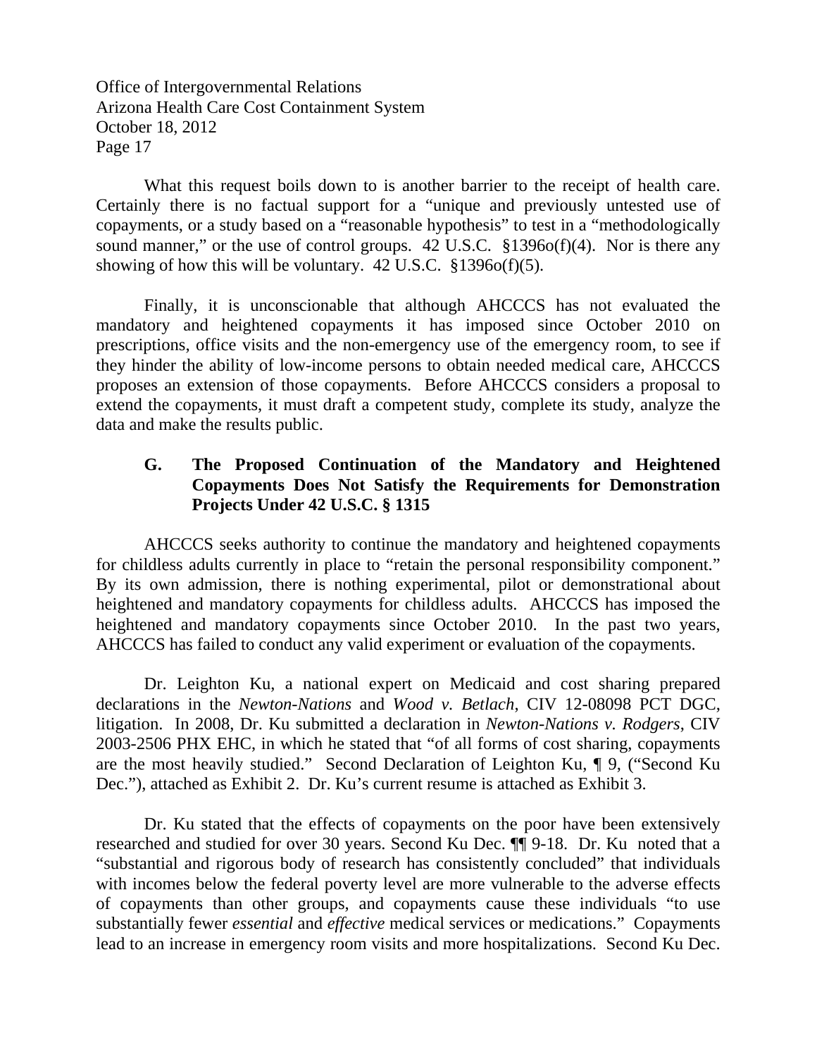What this request boils down to is another barrier to the receipt of health care. Certainly there is no factual support for a "unique and previously untested use of copayments, or a study based on a "reasonable hypothesis" to test in a "methodologically sound manner," or the use of control groups. 42 U.S.C. §1396o(f)(4). Nor is there any showing of how this will be voluntary. 42 U.S.C. §1396o(f)(5).

Finally, it is unconscionable that although AHCCCS has not evaluated the mandatory and heightened copayments it has imposed since October 2010 on prescriptions, office visits and the non-emergency use of the emergency room, to see if they hinder the ability of low-income persons to obtain needed medical care, AHCCCS proposes an extension of those copayments. Before AHCCCS considers a proposal to extend the copayments, it must draft a competent study, complete its study, analyze the data and make the results public.

### G. The Proposed Continuation of the Mandatory and Heightened Copayments Does Not Satisfy the Requirements for Demonstration Projects Under 42 U.S.C. § 1315

AHCCCS seeks authority to continue the mandatory and heightened copayments for childless adults currently in place to "retain the personal responsibility component." By its own admission, there is nothing experimental, pilot or demonstrational about heightened and mandatory copayments for childless adults. AHCCCS has imposed the heightened and mandatory copayments since October 2010. In the past two years, AHCCCS has failed to conduct any valid experiment or evaluation of the copayments.

Dr. Leighton Ku, a national expert on Medicaid and cost sharing prepared declarations in the *Newton-Nations* and *Wood v. Betlach*, CIV 12-08098 PCT DGC, litigation. In 2008, Dr. Ku submitted a declaration in *Newton-Nations v. Rodgers*, CIV 2003-2506 PHX EHC, in which he stated that "of all forms of cost sharing, copayments are the most heavily studied." Second Declaration of Leighton Ku, ¶ 9, ("Second Ku Dec."), attached as Exhibit 2. Dr. Ku's current resume is attached as Exhibit 3.

Dr. Ku stated that the effects of copayments on the poor have been extensively researched and studied for over 30 years. Second Ku Dec. ¶¶ 9-18. Dr. Ku noted that a "substantial and rigorous body of research has consistently concluded" that individuals with incomes below the federal poverty level are more vulnerable to the adverse effects of copayments than other groups, and copayments cause these individuals "to use substantially fewer *essential* and *effective* medical services or medications." Copayments lead to an increase in emergency room visits and more hospitalizations. Second Ku Dec.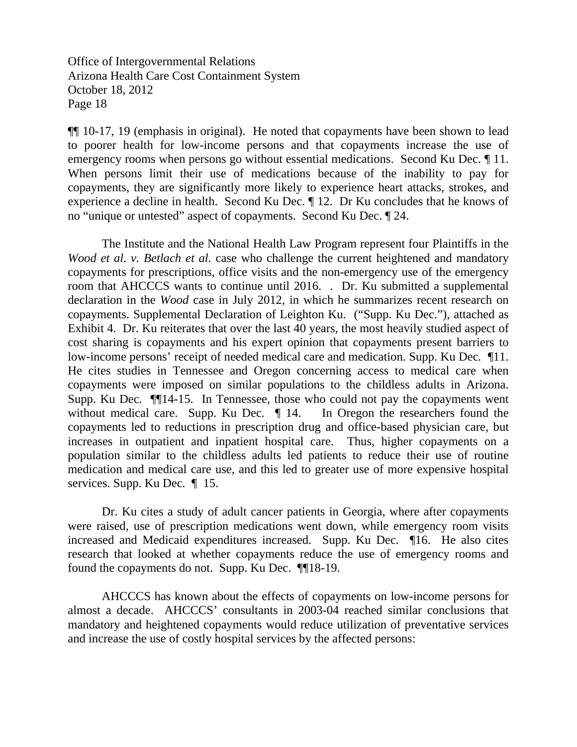¶¶ 10-17, 19 (emphasis in original). He noted that copayments have been shown to lead to poorer health for low-income persons and that copayments increase the use of emergency rooms when persons go without essential medications. Second Ku Dec. ¶ 11. When persons limit their use of medications because of the inability to pay for copayments, they are significantly more likely to experience heart attacks, strokes, and experience a decline in health. Second Ku Dec. ¶ 12. Dr Ku concludes that he knows of no "unique or untested" aspect of copayments. Second Ku Dec. ¶ 24.

The Institute and the National Health Law Program represent four Plaintiffs in the *Wood et al. v. Betlach et al.* case who challenge the current heightened and mandatory copayments for prescriptions, office visits and the non-emergency use of the emergency room that AHCCCS wants to continue until 2016. . Dr. Ku submitted a supplemental declaration in the *Wood* case in July 2012, in which he summarizes recent research on copayments. Supplemental Declaration of Leighton Ku. ("Supp. Ku Dec."), attached as Exhibit 4. Dr. Ku reiterates that over the last 40 years, the most heavily studied aspect of cost sharing is copayments and his expert opinion that copayments present barriers to low-income persons' receipt of needed medical care and medication. Supp. Ku Dec. ¶11. He cites studies in Tennessee and Oregon concerning access to medical care when copayments were imposed on similar populations to the childless adults in Arizona. Supp. Ku Dec. ¶¶14-15. In Tennessee, those who could not pay the copayments went without medical care. Supp. Ku Dec. ¶ 14. In Oregon the researchers found the copayments led to reductions in prescription drug and office-based physician care, but increases in outpatient and inpatient hospital care. Thus, higher copayments on a population similar to the childless adults led patients to reduce their use of routine medication and medical care use, and this led to greater use of more expensive hospital services. Supp. Ku Dec. ¶ 15.

Dr. Ku cites a study of adult cancer patients in Georgia, where after copayments were raised, use of prescription medications went down, while emergency room visits increased and Medicaid expenditures increased. Supp. Ku Dec. ¶16. He also cites research that looked at whether copayments reduce the use of emergency rooms and found the copayments do not. Supp. Ku Dec. ¶¶18-19.

AHCCCS has known about the effects of copayments on low-income persons for almost a decade. AHCCCS' consultants in 2003-04 reached similar conclusions that mandatory and heightened copayments would reduce utilization of preventative services and increase the use of costly hospital services by the affected persons: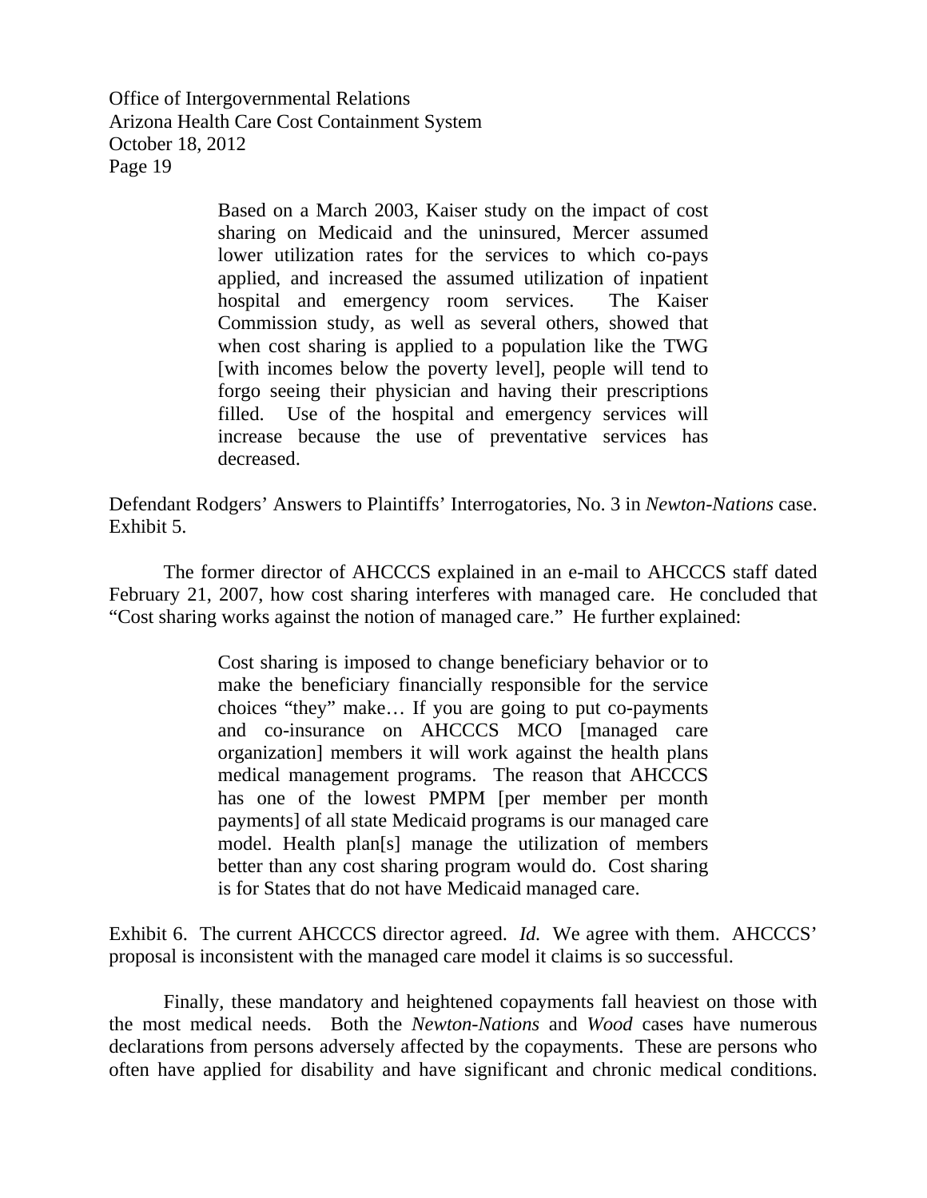> Based on a March 2003, Kaiser study on the impact of cost sharing on Medicaid and the uninsured, Mercer assumed lower utilization rates for the services to which co-pays applied, and increased the assumed utilization of inpatient hospital and emergency room services. The Kaiser Commission study, as well as several others, showed that when cost sharing is applied to a population like the TWG [with incomes below the poverty level], people will tend to forgo seeing their physician and having their prescriptions filled. Use of the hospital and emergency services will increase because the use of preventative services has decreased.

Defendant Rodgers' Answers to Plaintiffs' Interrogatories, No. 3 in *Newton-Nations* case. Exhibit 5.

The former director of AHCCCS explained in an e-mail to AHCCCS staff dated February 21, 2007, how cost sharing interferes with managed care. He concluded that "Cost sharing works against the notion of managed care." He further explained:

> Cost sharing is imposed to change beneficiary behavior or to make the beneficiary financially responsible for the service choices "they" make… If you are going to put co-payments and co-insurance on AHCCCS MCO [managed care organization] members it will work against the health plans medical management programs. The reason that AHCCCS has one of the lowest PMPM [per member per month payments] of all state Medicaid programs is our managed care model. Health plan[s] manage the utilization of members better than any cost sharing program would do. Cost sharing is for States that do not have Medicaid managed care.

Exhibit 6. The current AHCCCS director agreed. *Id.* We agree with them. AHCCCS' proposal is inconsistent with the managed care model it claims is so successful.

Finally, these mandatory and heightened copayments fall heaviest on those with the most medical needs. Both the *Newton-Nations* and *Wood* cases have numerous declarations from persons adversely affected by the copayments. These are persons who often have applied for disability and have significant and chronic medical conditions.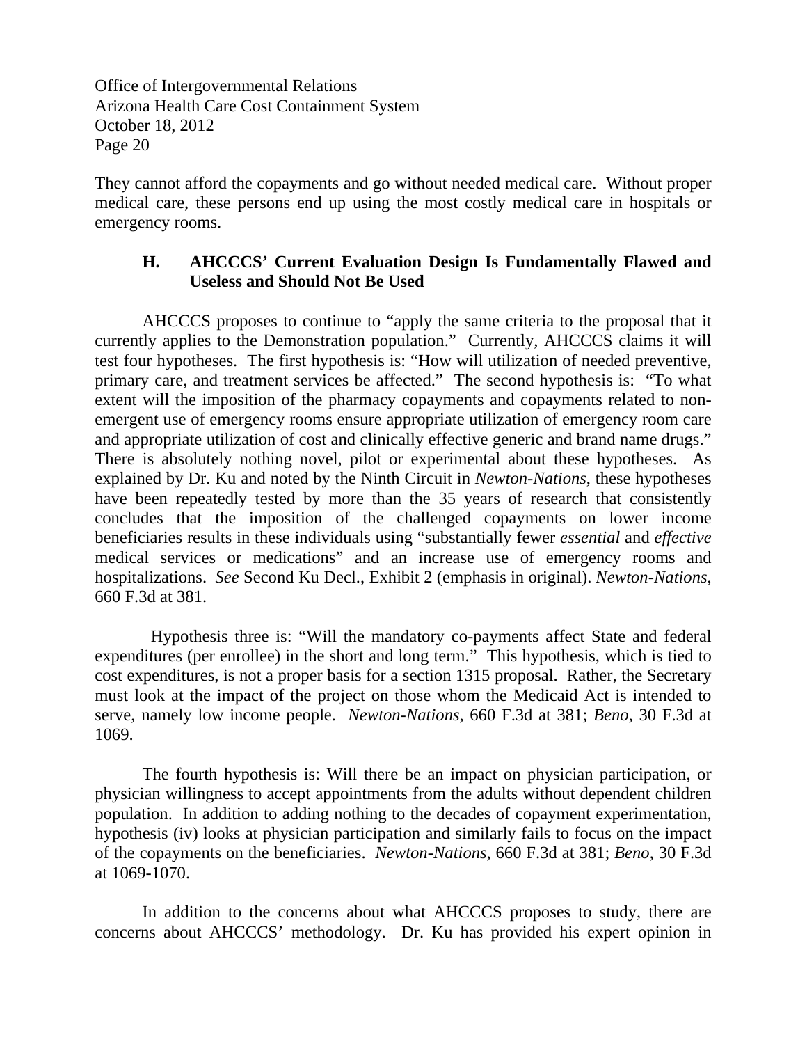They cannot afford the copayments and go without needed medical care. Without proper medical care, these persons end up using the most costly medical care in hospitals or emergency rooms.

### H. AHCCCS' Current Evaluation Design Is Fundamentally Flawed and Useless and Should Not Be Used

AHCCCS proposes to continue to "apply the same criteria to the proposal that it currently applies to the Demonstration population." Currently, AHCCCS claims it will test four hypotheses. The first hypothesis is: "How will utilization of needed preventive, primary care, and treatment services be affected." The second hypothesis is: "To what extent will the imposition of the pharmacy copayments and copayments related to non-emergent use of emergency rooms ensure appropriate utilization of emergency room care and appropriate utilization of cost and clinically effective generic and brand name drugs." There is absolutely nothing novel, pilot or experimental about these hypotheses. As explained by Dr. Ku and noted by the Ninth Circuit in *Newton-Nations*, these hypotheses have been repeatedly tested by more than the 35 years of research that consistently concludes that the imposition of the challenged copayments on lower income beneficiaries results in these individuals using "substantially fewer *essential* and *effective* medical services or medications" and an increase use of emergency rooms and hospitalizations. *See* Second Ku Decl., Exhibit 2 (emphasis in original). *Newton-Nations*, 660 F.3d at 381.

Hypothesis three is: "Will the mandatory co-payments affect State and federal expenditures (per enrollee) in the short and long term." This hypothesis, which is tied to cost expenditures, is not a proper basis for a section 1315 proposal. Rather, the Secretary must look at the impact of the project on those whom the Medicaid Act is intended to serve, namely low income people. *Newton-Nations*, 660 F.3d at 381; *Beno*, 30 F.3d at 1069.

The fourth hypothesis is: Will there be an impact on physician participation, or physician willingness to accept appointments from the adults without dependent children population. In addition to adding nothing to the decades of copayment experimentation, hypothesis (iv) looks at physician participation and similarly fails to focus on the impact of the copayments on the beneficiaries. *Newton-Nations*, 660 F.3d at 381; *Beno*, 30 F.3d at 1069-1070.

In addition to the concerns about what AHCCCS proposes to study, there are concerns about AHCCCS' methodology. Dr. Ku has provided his expert opinion in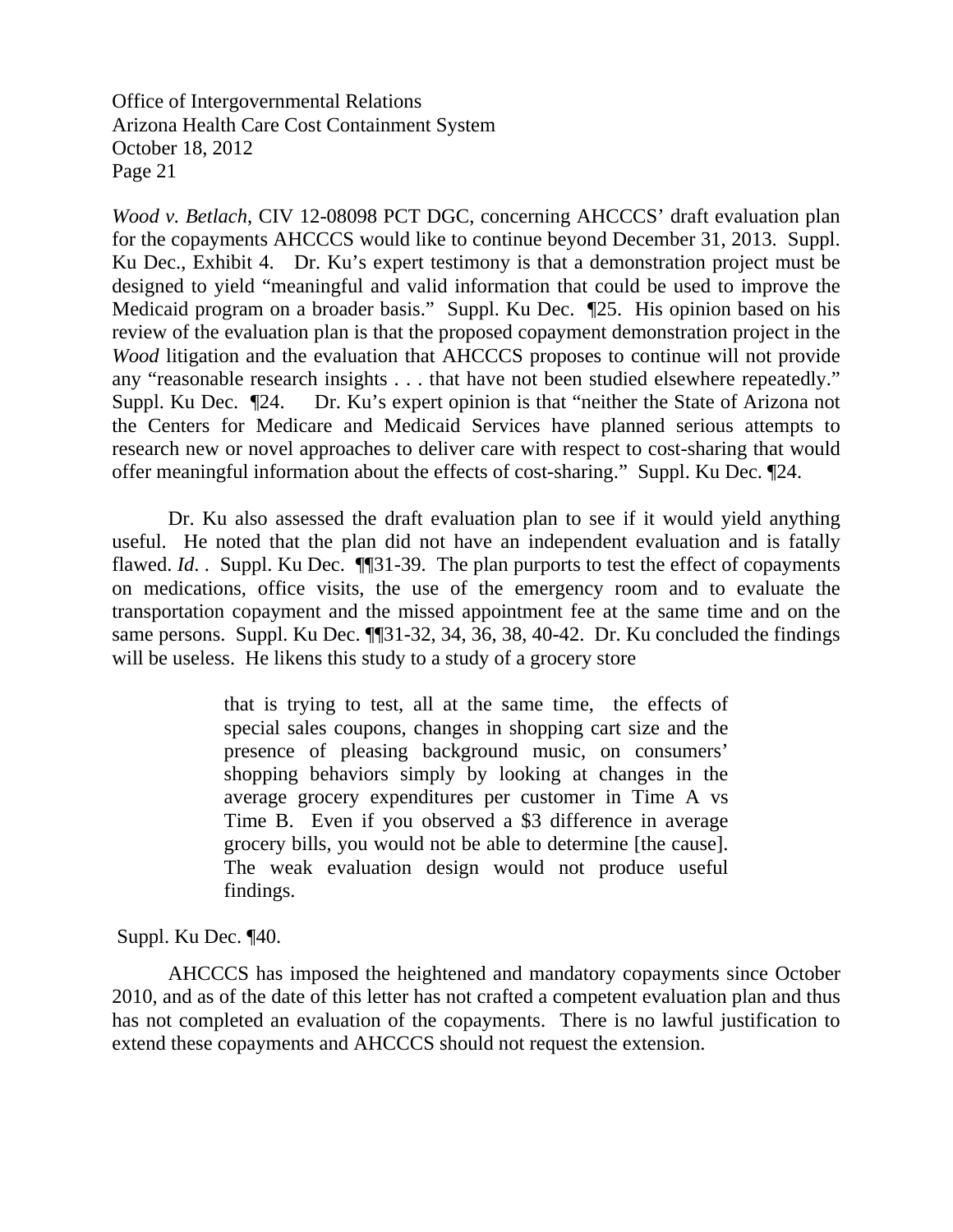*Wood v. Betlach,* CIV 12-08098 PCT DGC, concerning AHCCCS' draft evaluation plan for the copayments AHCCCS would like to continue beyond December 31, 2013. Suppl. Ku Dec., Exhibit 4. Dr. Ku's expert testimony is that a demonstration project must be designed to yield "meaningful and valid information that could be used to improve the Medicaid program on a broader basis." Suppl. Ku Dec. ¶25. His opinion based on his review of the evaluation plan is that the proposed copayment demonstration project in the *Wood* litigation and the evaluation that AHCCCS proposes to continue will not provide any "reasonable research insights . . . that have not been studied elsewhere repeatedly." Suppl. Ku Dec. ¶24. Dr. Ku's expert opinion is that "neither the State of Arizona not the Centers for Medicare and Medicaid Services have planned serious attempts to research new or novel approaches to deliver care with respect to cost-sharing that would offer meaningful information about the effects of cost-sharing." Suppl. Ku Dec. ¶24.

Dr. Ku also assessed the draft evaluation plan to see if it would yield anything useful. He noted that the plan did not have an independent evaluation and is fatally flawed. *Id*. . Suppl. Ku Dec. ¶¶31-39. The plan purports to test the effect of copayments on medications, office visits, the use of the emergency room and to evaluate the transportation copayment and the missed appointment fee at the same time and on the same persons. Suppl. Ku Dec. ¶¶31-32, 34, 36, 38, 40-42. Dr. Ku concluded the findings will be useless. He likens this study to a study of a grocery store

> that is trying to test, all at the same time, the effects of special sales coupons, changes in shopping cart size and the presence of pleasing background music, on consumers' shopping behaviors simply by looking at changes in the average grocery expenditures per customer in Time A vs Time B. Even if you observed a $3 difference in average grocery bills, you would not be able to determine [the cause]. The weak evaluation design would not produce useful findings.

Suppl. Ku Dec. ¶40.

AHCCCS has imposed the heightened and mandatory copayments since October 2010, and as of the date of this letter has not crafted a competent evaluation plan and thus has not completed an evaluation of the copayments. There is no lawful justification to extend these copayments and AHCCCS should not request the extension.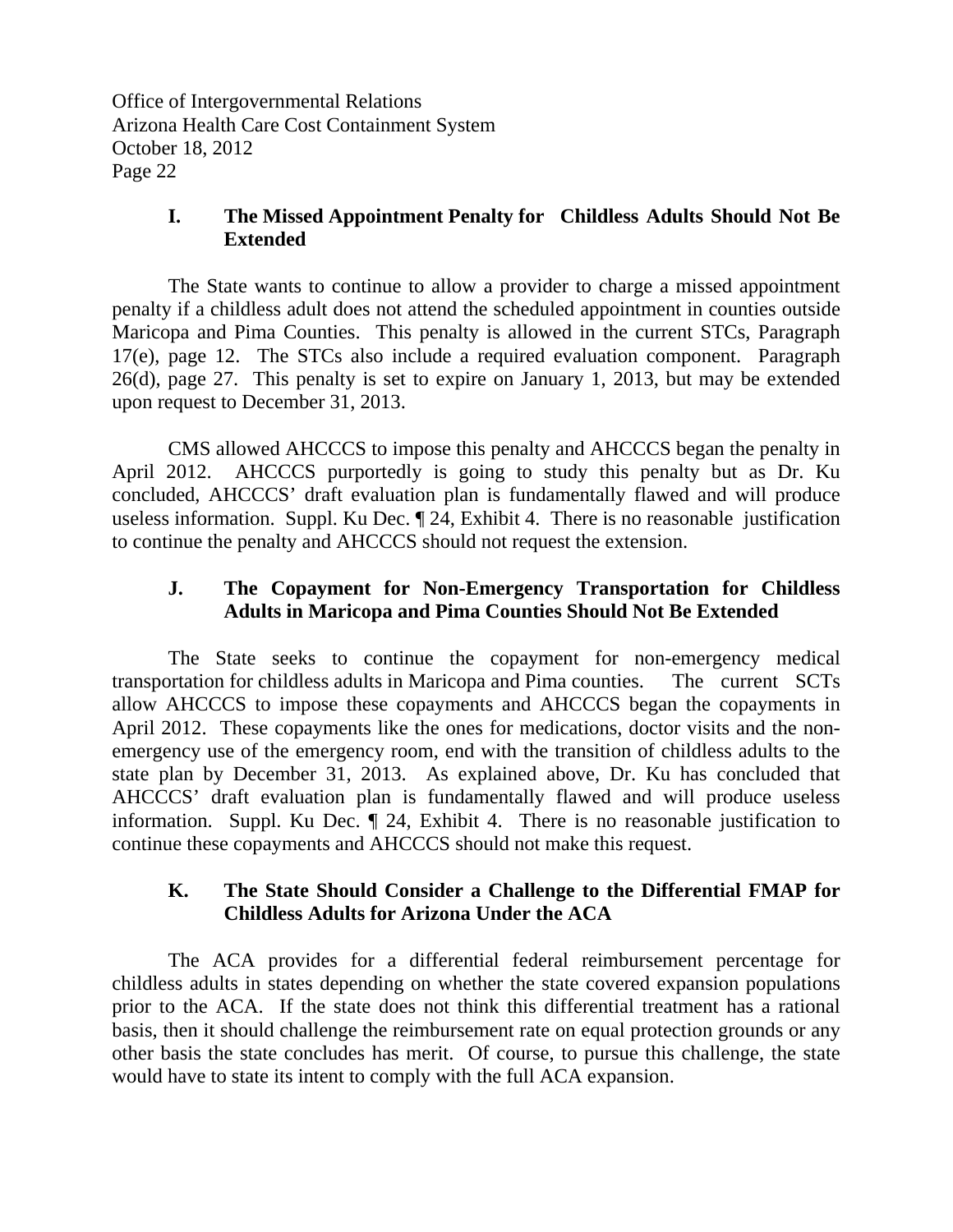### I. The Missed Appointment Penalty for Childless Adults Should Not Be Extended

The State wants to continue to allow a provider to charge a missed appointment penalty if a childless adult does not attend the scheduled appointment in counties outside Maricopa and Pima Counties. This penalty is allowed in the current STCs, Paragraph 17(e), page 12. The STCs also include a required evaluation component. Paragraph 26(d), page 27. This penalty is set to expire on January 1, 2013, but may be extended upon request to December 31, 2013.

CMS allowed AHCCCS to impose this penalty and AHCCCS began the penalty in April 2012. AHCCCS purportedly is going to study this penalty but as Dr. Ku concluded, AHCCCS' draft evaluation plan is fundamentally flawed and will produce useless information. Suppl. Ku Dec. ¶ 24, Exhibit 4. There is no reasonable justification to continue the penalty and AHCCCS should not request the extension.

### J. The Copayment for Non-Emergency Transportation for Childless Adults in Maricopa and Pima Counties Should Not Be Extended

The State seeks to continue the copayment for non-emergency medical transportation for childless adults in Maricopa and Pima counties. The current SCTs allow AHCCCS to impose these copayments and AHCCCS began the copayments in April 2012. These copayments like the ones for medications, doctor visits and the non-emergency use of the emergency room, end with the transition of childless adults to the state plan by December 31, 2013. As explained above, Dr. Ku has concluded that AHCCCS' draft evaluation plan is fundamentally flawed and will produce useless information. Suppl. Ku Dec. ¶ 24, Exhibit 4. There is no reasonable justification to continue these copayments and AHCCCS should not make this request.

### K. The State Should Consider a Challenge to the Differential FMAP for Childless Adults for Arizona Under the ACA

The ACA provides for a differential federal reimbursement percentage for childless adults in states depending on whether the state covered expansion populations prior to the ACA. If the state does not think this differential treatment has a rational basis, then it should challenge the reimbursement rate on equal protection grounds or any other basis the state concludes has merit. Of course, to pursue this challenge, the state would have to state its intent to comply with the full ACA expansion.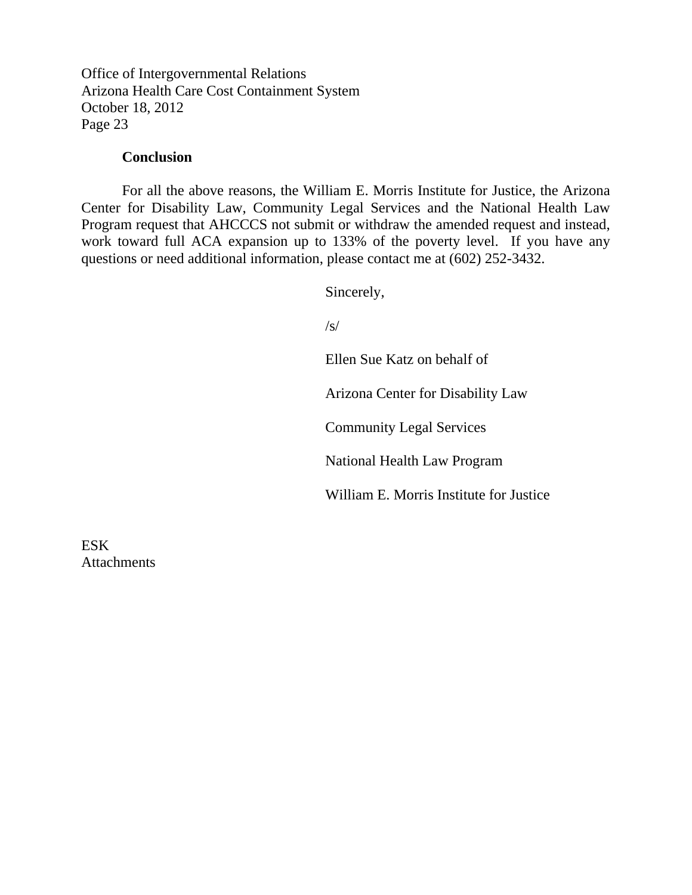Office of Intergovernmental Relations
Arizona Health Care Cost Containment System
October 18, 2012
Page 23

**Conclusion**

For all the above reasons, the William E. Morris Institute for Justice, the Arizona Center for Disability Law, Community Legal Services and the National Health Law Program request that AHCCCS not submit or withdraw the amended request and instead, work toward full ACA expansion up to 133% of the poverty level. If you have any questions or need additional information, please contact me at (602) 252-3432.

Sincerely,

/s/

Ellen Sue Katz on behalf of

Arizona Center for Disability Law

Community Legal Services

National Health Law Program

William E. Morris Institute for Justice

ESK
Attachments